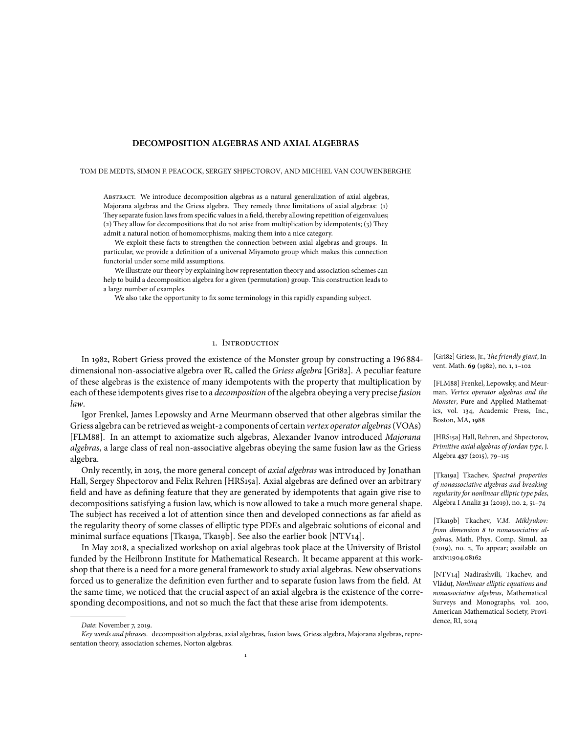# DECOMPOSITION ALGEBRAS AND AXIAL ALGEBRAS

TOM DE MEDTS, SIMON F. PEACOCK, SERGEY SHPECTOROV, AND MICHIEL VAN COUWENBERGHE

Abstract. We introduce decomposition algebras as a natural generalization of axial algebras, Majorana algebras and the Griess algebra. They remedy three limitations of axial algebras: (1) They separate fusion laws from specific values in a field, thereby allowing repetition of eigenvalues; (2) They allow for decompositions that do not arise from multiplication by idempotents; (3) They admit a natural notion of homomorphisms, making them into a nice category.

We exploit these facts to strengthen the connection between axial algebras and groups. In particular, we provide a definition of a universal Miyamoto group which makes this connection functorial under some mild assumptions.

We illustrate our theory by explaining how representation theory and association schemes can help to build a decomposition algebra for a given (permutation) group. This construction leads to a large number of examples.

We also take the opportunity to fix some terminology in this rapidly expanding subject.

## 1. Introduction

In 1982, Robert Griess proved the existence of the Monster group by constructing a 196 884-dimensional non-associative algebra over $\mathbb{R}$, called the *Griess algebra* [Gri82]. A peculiar feature of these algebras is the existence of many idempotents with the property that multiplication by each of these idempotents gives rise to a *decomposition* of the algebra obeying a very precise *fusion law*.

Igor Frenkel, James Lepowsky and Arne Meurmann observed that other algebras similar the Griess algebra can be retrieved as weight-2 components of certain *vertex operator algebras* (VOAs) [FLM88]. In an attempt to axiomatize such algebras, Alexander Ivanov introduced *Majorana algebras*, a large class of real non-associative algebras obeying the same fusion law as the Griess algebra.

Only recently, in 2015, the more general concept of *axial algebras* was introduced by Jonathan Hall, Sergey Shpectorov and Felix Rehren [HRS15a]. Axial algebras are defined over an arbitrary field and have as defining feature that they are generated by idempotents that again give rise to decompositions satisfying a fusion law, which is now allowed to take a much more general shape. The subject has received a lot of attention since then and developed connections as far afield as the regularity theory of some classes of elliptic type PDEs and algebraic solutions of eiconal and minimal surface equations [Tka19a, Tka19b]. See also the earlier book [NTV14].

In May 2018, a specialized workshop on axial algebras took place at the University of Bristol funded by the Heilbronn Institute for Mathematical Research. It became apparent at this workshop that there is a need for a more general framework to study axial algebras. New observations forced us to generalize the definition even further and to separate fusion laws from the field. At the same time, we noticed that the crucial aspect of an axial algebra is the existence of the corresponding decompositions, and not so much the fact that these arise from idempotents.

[Gri82] Griess, Jr., *The friendly giant*, Invent. Math. **69** (1982), no. 1, 1–102

[FLM88] Frenkel, Lepowsky, and Meurman, *Vertex operator algebras and the Monster*, Pure and Applied Mathematics, vol. 134, Academic Press, Inc., Boston, MA, 1988

[HRS15a] Hall, Rehren, and Shpectorov, *Primitive axial algebras of Jordan type*, J. Algebra **437** (2015), 79–115

[Tka19a] Tkachev, *Spectral properties of nonassociative algebras and breaking regularity for nonlinear elliptic type pdes*, Algebra I Analiz **31** (2019), no. 2, 51–74

[Tka19b] Tkachev, *V.M. Miklyukov: from dimension 8 to nonassociative algebras*, Math. Phys. Comp. Simul. **22** (2019), no. 2, To appear; available on arxiv:1904.08162

[NTV14] Nadirashvili, Tkachev, and Vlăduţ, *Nonlinear elliptic equations and nonassociative algebras*, Mathematical Surveys and Monographs, vol. 200, American Mathematical Society, Providence, RI, 2014

*Date*: November 7, 2019.

*Key words and phrases.* decomposition algebras, axial algebras, fusion laws, Griess algebra, Majorana algebras, representation theory, association schemes, Norton algebras.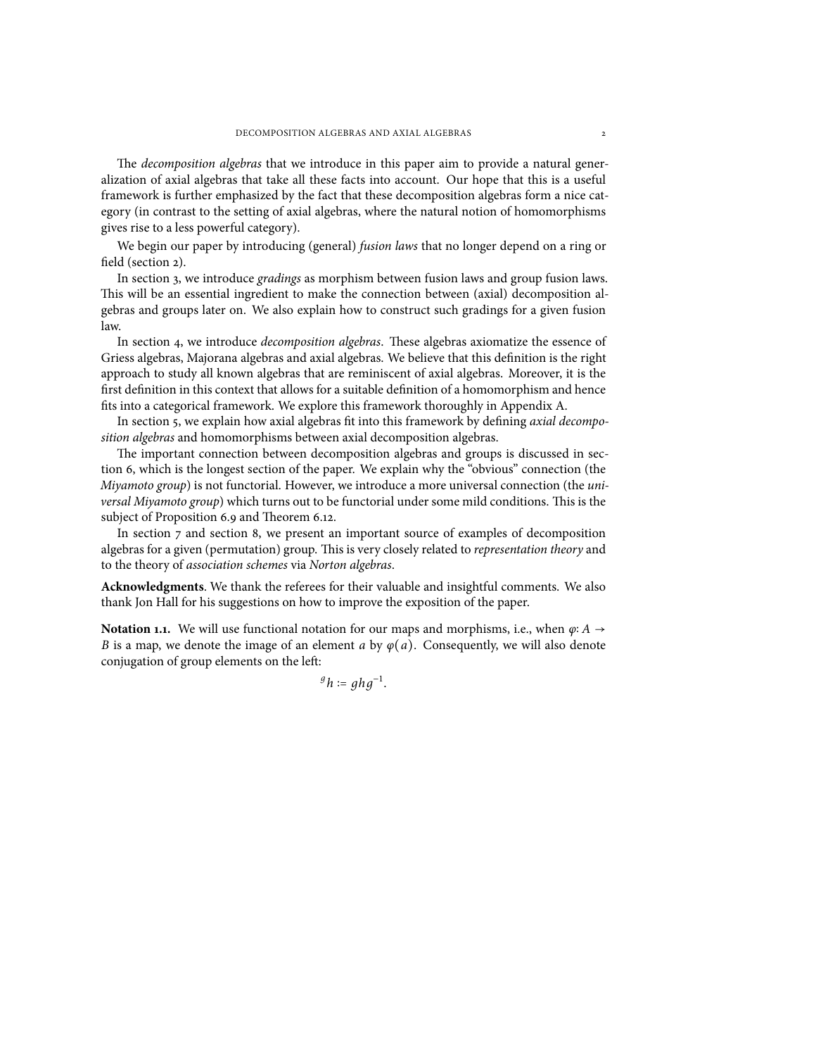The *decomposition algebras* that we introduce in this paper aim to provide a natural generalization of axial algebras that take all these facts into account. Our hope that this is a useful framework is further emphasized by the fact that these decomposition algebras form a nice category (in contrast to the setting of axial algebras, where the natural notion of homomorphisms gives rise to a less powerful category).

We begin our paper by introducing (general) *fusion laws* that no longer depend on a ring or field (section 2).

In section 3, we introduce *gradings* as morphism between fusion laws and group fusion laws. This will be an essential ingredient to make the connection between (axial) decomposition algebras and groups later on. We also explain how to construct such gradings for a given fusion law.

In section 4, we introduce *decomposition algebras*. These algebras axiomatize the essence of Griess algebras, Majorana algebras and axial algebras. We believe that this definition is the right approach to study all known algebras that are reminiscent of axial algebras. Moreover, it is the first definition in this context that allows for a suitable definition of a homomorphism and hence fits into a categorical framework. We explore this framework thoroughly in Appendix A.

In section 5, we explain how axial algebras fit into this framework by defining *axial decomposition algebras* and homomorphisms between axial decomposition algebras.

The important connection between decomposition algebras and groups is discussed in section 6, which is the longest section of the paper. We explain why the "obvious" connection (the *Miyamoto group*) is not functorial. However, we introduce a more universal connection (the *universal Miyamoto group*) which turns out to be functorial under some mild conditions. This is the subject of Proposition 6.9 and Theorem 6.12.

In section 7 and section 8, we present an important source of examples of decomposition algebras for a given (permutation) group. This is very closely related to *representation theory* and to the theory of *association schemes* via *Norton algebras*.

**Acknowledgments**. We thank the referees for their valuable and insightful comments. We also thank Jon Hall for his suggestions on how to improve the exposition of the paper.

**Notation 1.1.** We will use functional notation for our maps and morphisms, i.e., when $\varphi\colon A \to B$ is a map, we denote the image of an element $a$ by $\varphi(a)$. Consequently, we will also denote conjugation of group elements on the left:

$${}^{g}h := ghg^{-1}.$$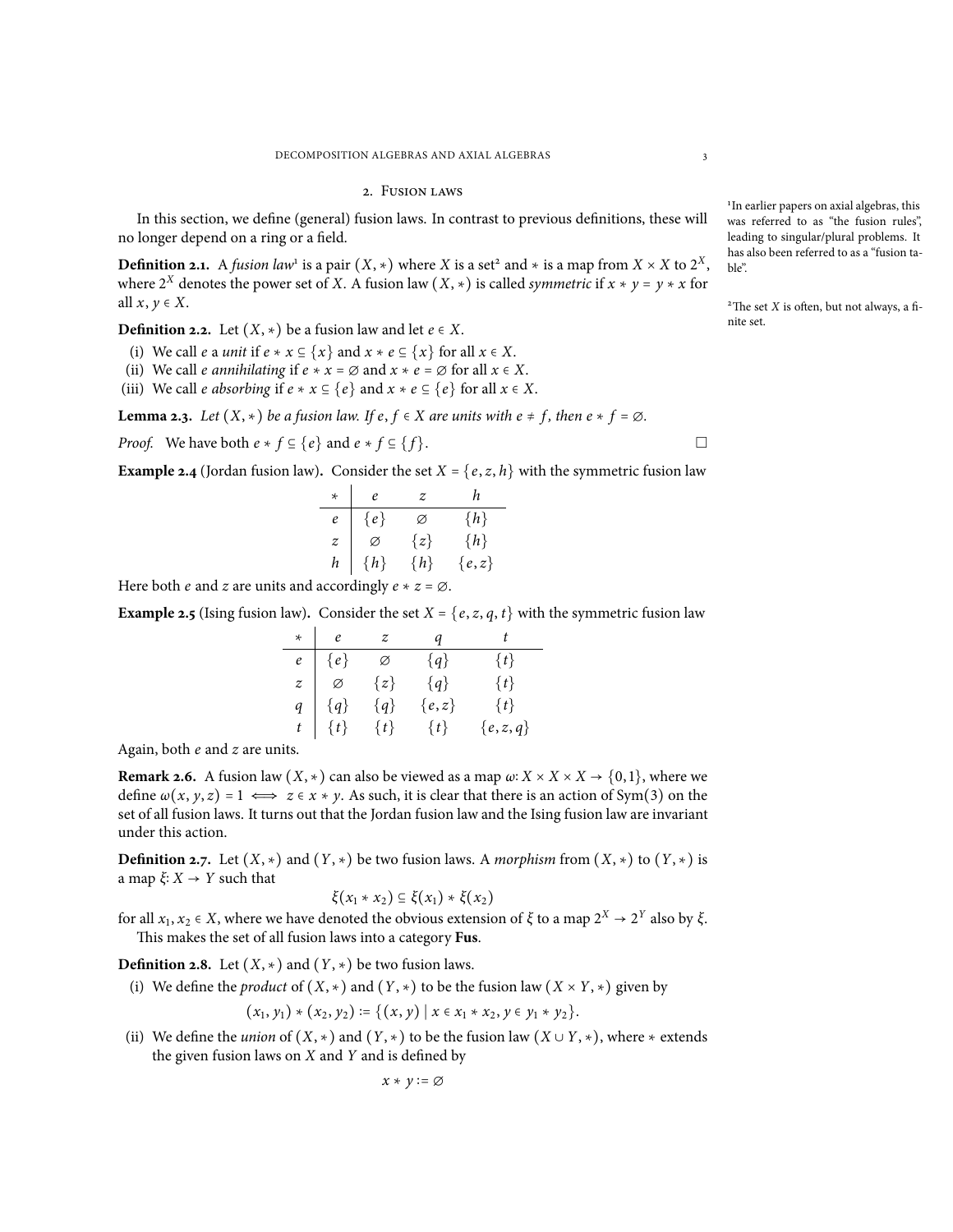## 2. Fusion laws

In this section, we define (general) fusion laws. In contrast to previous definitions, these will no longer depend on a ring or a field.

**Definition 2.1.** A *fusion law*[1] is a pair $(X, *)$ where $X$ is a set[2] and $*$ is a map from $X \times X$ to $2^X$, where $2^X$ denotes the power set of $X$. A fusion law $(X, *)$ is called *symmetric* if $x * y = y * x$ for all $x, y \in X$.

[1] In earlier papers on axial algebras, this was referred to as "the fusion rules", leading to singular/plural problems. It has also been referred to as a "fusion table".

[2] The set $X$ is often, but not always, a finite set.

**Definition 2.2.** Let $(X, *)$ be a fusion law and let $e \in X$.

(i) We call $e$ a *unit* if $e * x \subseteq \{x\}$ and $x * e \subseteq \{x\}$ for all $x \in X$.
(ii) We call $e$ *annihilating* if $e * x = \varnothing$ and $x * e = \varnothing$ for all $x \in X$.
(iii) We call $e$ *absorbing* if $e * x \subseteq \{e\}$ and $x * e \subseteq \{e\}$ for all $x \in X$.

**Lemma 2.3.** *Let $(X, *)$ be a fusion law. If $e, f \in X$ are units with $e \neq f$, then $e * f = \varnothing$.*

*Proof.* We have both $e * f \subseteq \{e\}$ and $e * f \subseteq \{f\}$. □

**Example 2.4** (Jordan fusion law)**.** Consider the set $X = \{e, z, h\}$ with the symmetric fusion law

| $*$ | $e$ | $z$ | $h$ |
|---|---|---|---|
| $e$ | $\{e\}$ | $\varnothing$ | $\{h\}$ |
| $z$ | $\varnothing$ | $\{z\}$ | $\{h\}$ |
| $h$ | $\{h\}$ | $\{h\}$ | $\{e, z\}$ |

Here both $e$ and $z$ are units and accordingly $e * z = \varnothing$.

**Example 2.5** (Ising fusion law)**.** Consider the set $X = \{e, z, q, t\}$ with the symmetric fusion law

| $*$ | $e$ | $z$ | $q$ | $t$ |
|---|---|---|---|---|
| $e$ | $\{e\}$ | $\varnothing$ | $\{q\}$ | $\{t\}$ |
| $z$ | $\varnothing$ | $\{z\}$ | $\{q\}$ | $\{t\}$ |
| $q$ | $\{q\}$ | $\{q\}$ | $\{e, z\}$ | $\{t\}$ |
| $t$ | $\{t\}$ | $\{t\}$ | $\{t\}$ | $\{e, z, q\}$ |

Again, both $e$ and $z$ are units.

**Remark 2.6.** A fusion law $(X, *)$ can also be viewed as a map $\omega\colon X \times X \times X \to \{0, 1\}$, where we define $\omega(x, y, z) = 1 \iff z \in x * y$. As such, it is clear that there is an action of $\mathrm{Sym}(3)$ on the set of all fusion laws. It turns out that the Jordan fusion law and the Ising fusion law are invariant under this action.

**Definition 2.7.** Let $(X, *)$ and $(Y, *)$ be two fusion laws. A *morphism* from $(X, *)$ to $(Y, *)$ is a map $\xi\colon X \to Y$ such that

$$\xi(x_1 * x_2) \subseteq \xi(x_1) * \xi(x_2)$$

for all $x_1, x_2 \in X$, where we have denoted the obvious extension of $\xi$ to a map $2^X \to 2^Y$ also by $\xi$.

This makes the set of all fusion laws into a category **Fus**.

**Definition 2.8.** Let $(X, *)$ and $(Y, *)$ be two fusion laws.

(i) We define the *product* of $(X, *)$ and $(Y, *)$ to be the fusion law $(X \times Y, *)$ given by

$$(x_1, y_1) * (x_2, y_2) := \{(x, y) \mid x \in x_1 * x_2, y \in y_1 * y_2\}.$$

(ii) We define the *union* of $(X, *)$ and $(Y, *)$ to be the fusion law $(X \cup Y, *)$, where $*$ extends the given fusion laws on $X$ and $Y$ and is defined by

$$x * y := \varnothing$$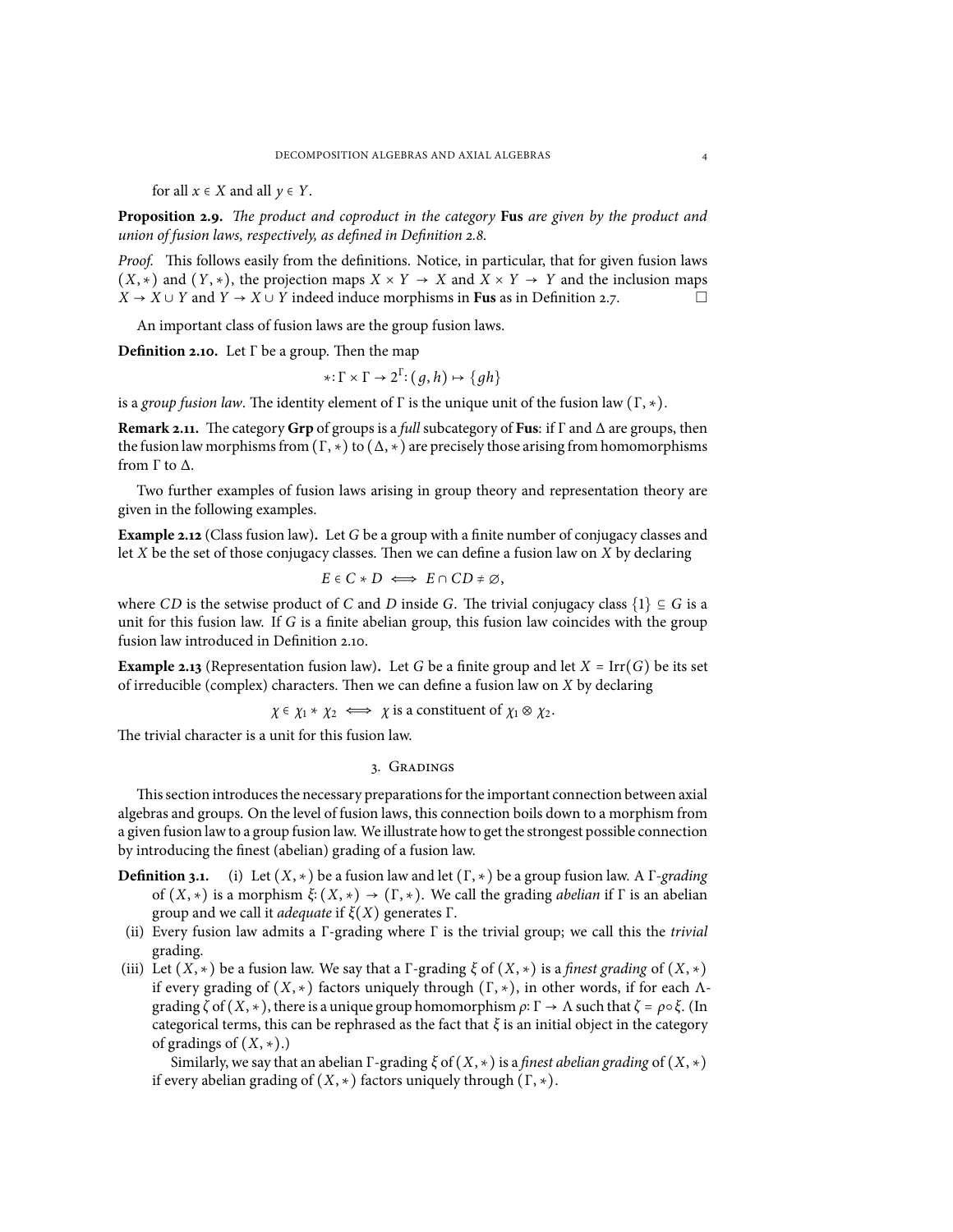for all $x \in X$ and all $y \in Y$.

**Proposition 2.9.** *The product and coproduct in the category* **Fus** *are given by the product and union of fusion laws, respectively, as defined in Definition 2.8.*

*Proof.* This follows easily from the definitions. Notice, in particular, that for given fusion laws $(X, *)$ and $(Y, *)$, the projection maps $X \times Y \to X$ and $X \times Y \to Y$ and the inclusion maps $X \to X \cup Y$ and $Y \to X \cup Y$ indeed induce morphisms in **Fus** as in Definition 2.7. □

An important class of fusion laws are the group fusion laws.

**Definition 2.10.** Let $\Gamma$ be a group. Then the map

$$*\colon \Gamma \times \Gamma \to 2^{\Gamma}\colon (g, h) \mapsto \{gh\}$$

is a *group fusion law*. The identity element of $\Gamma$ is the unique unit of the fusion law $(\Gamma, *)$.

**Remark 2.11.** The category **Grp** of groups is a *full* subcategory of **Fus**: if $\Gamma$ and $\Delta$ are groups, then the fusion law morphisms from $(\Gamma, *)$ to $(\Delta, *)$ are precisely those arising from homomorphisms from $\Gamma$ to $\Delta$.

Two further examples of fusion laws arising in group theory and representation theory are given in the following examples.

**Example 2.12** (Class fusion law)**.** Let $G$ be a group with a finite number of conjugacy classes and let $X$ be the set of those conjugacy classes. Then we can define a fusion law on $X$ by declaring

$$E \in C * D \iff E \cap CD \neq \varnothing,$$

where $CD$ is the setwise product of $C$ and $D$ inside $G$. The trivial conjugacy class $\{1\} \subseteq G$ is a unit for this fusion law. If $G$ is a finite abelian group, this fusion law coincides with the group fusion law introduced in Definition 2.10.

**Example 2.13** (Representation fusion law)**.** Let $G$ be a finite group and let $X = \operatorname{Irr}(G)$ be its set of irreducible (complex) characters. Then we can define a fusion law on $X$ by declaring

$$\chi \in \chi_1 * \chi_2 \iff \chi \text{ is a constituent of } \chi_1 \otimes \chi_2.$$

The trivial character is a unit for this fusion law.

## 3. Gradings

This section introduces the necessary preparations for the important connection between axial algebras and groups. On the level of fusion laws, this connection boils down to a morphism from a given fusion law to a group fusion law. We illustrate how to get the strongest possible connection by introducing the finest (abelian) grading of a fusion law.

**Definition 3.1.**

(i) Let $(X, *)$ be a fusion law and let $(\Gamma, *)$ be a group fusion law. A $\Gamma$*-grading* of $(X, *)$ is a morphism $\xi\colon (X, *) \to (\Gamma, *)$. We call the grading *abelian* if $\Gamma$ is an abelian group and we call it *adequate* if $\xi(X)$ generates $\Gamma$.

(ii) Every fusion law admits a $\Gamma$-grading where $\Gamma$ is the trivial group; we call this the *trivial* grading.

(iii) Let $(X, *)$ be a fusion law. We say that a $\Gamma$-grading $\xi$ of $(X, *)$ is a *finest grading* of $(X, *)$ if every grading of $(X, *)$ factors uniquely through $(\Gamma, *)$, in other words, if for each $\Lambda$-grading $\zeta$ of $(X, *)$, there is a unique group homomorphism $\rho\colon \Gamma \to \Lambda$ such that $\zeta = \rho \circ \xi$. (In categorical terms, this can be rephrased as the fact that $\xi$ is an initial object in the category of gradings of $(X, *)$.)

Similarly, we say that an abelian $\Gamma$-grading $\xi$ of $(X, *)$ is a *finest abelian grading* of $(X, *)$ if every abelian grading of $(X, *)$ factors uniquely through $(\Gamma, *)$.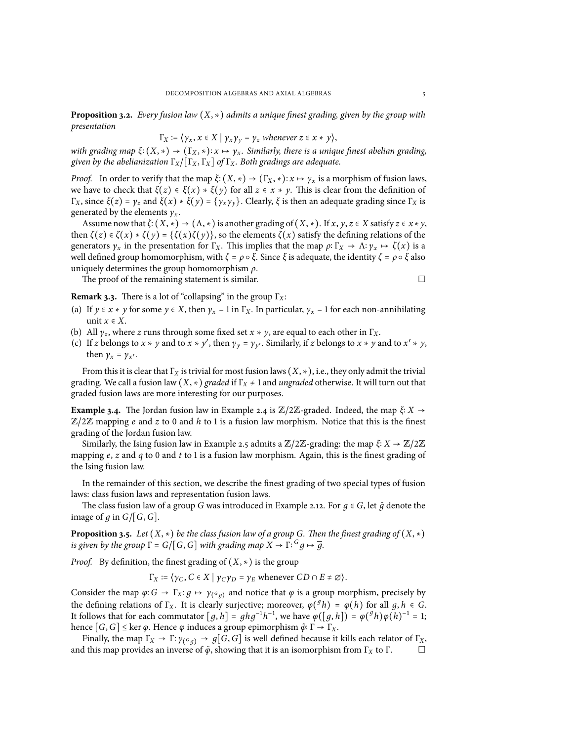**Proposition 3.2.** *Every fusion law $(X,*)$ admits a unique finest grading, given by the group with presentation*

$$\Gamma_X := \langle \gamma_x, x \in X \mid \gamma_x \gamma_y = \gamma_z \text{ whenever } z \in x * y \rangle,$$

*with grading map $\xi\colon (X,*) \to (\Gamma_X,*)\colon x \mapsto \gamma_x$. Similarly, there is a unique finest abelian grading, given by the abelianization $\Gamma_X/[\Gamma_X,\Gamma_X]$ of $\Gamma_X$. Both gradings are adequate.*

*Proof.* In order to verify that the map $\xi\colon (X,*) \to (\Gamma_X,*)\colon x \mapsto \gamma_x$ is a morphism of fusion laws, we have to check that $\xi(z) \in \xi(x) * \xi(y)$ for all $z \in x * y$. This is clear from the definition of $\Gamma_X$, since $\xi(z) = \gamma_z$ and $\xi(x) * \xi(y) = \{\gamma_x\gamma_y\}$. Clearly, $\xi$ is then an adequate grading since $\Gamma_X$ is generated by the elements $\gamma_x$.

Assume now that $\zeta\colon (X,*) \to (\Lambda,*)$ is another grading of $(X,*)$. If $x,y,z \in X$ satisfy $z \in x*y$, then $\zeta(z) \in \zeta(x) * \zeta(y) = \{\zeta(x)\zeta(y)\}$, so the elements $\zeta(x)$ satisfy the defining relations of the generators $\gamma_x$ in the presentation for $\Gamma_X$. This implies that the map $\rho\colon \Gamma_X \to \Lambda\colon \gamma_x \mapsto \zeta(x)$ is a well defined group homomorphism, with $\zeta = \rho \circ \xi$. Since $\xi$ is adequate, the identity $\zeta = \rho\circ\xi$ also uniquely determines the group homomorphism $\rho$.

The proof of the remaining statement is similar. □

**Remark 3.3.** There is a lot of "collapsing" in the group $\Gamma_X$:

(a) If $y \in x * y$ for some $y \in X$, then $\gamma_x = 1$ in $\Gamma_X$. In particular, $\gamma_x = 1$ for each non-annihilating unit $x \in X$.
(b) All $\gamma_z$, where $z$ runs through some fixed set $x*y$, are equal to each other in $\Gamma_X$.
(c) If $z$ belongs to $x*y$ and to $x*y'$, then $\gamma_y = \gamma_{y'}$. Similarly, if $z$ belongs to $x*y$ and to $x'*y$, then $\gamma_x = \gamma_{x'}$.

From this it is clear that $\Gamma_X$ is trivial for most fusion laws $(X,*)$, i.e., they only admit the trivial grading. We call a fusion law $(X,*)$ *graded* if $\Gamma_X \neq 1$ and *ungraded* otherwise. It will turn out that graded fusion laws are more interesting for our purposes.

**Example 3.4.** The Jordan fusion law in Example 2.4 is $\mathbb{Z}/2\mathbb{Z}$-graded. Indeed, the map $\xi\colon X \to \mathbb{Z}/2\mathbb{Z}$ mapping $e$ and $z$ to 0 and $h$ to 1 is a fusion law morphism. Notice that this is the finest grading of the Jordan fusion law.

Similarly, the Ising fusion law in Example 2.5 admits a $\mathbb{Z}/2\mathbb{Z}$-grading: the map $\xi\colon X \to \mathbb{Z}/2\mathbb{Z}$ mapping $e$, $z$ and $q$ to 0 and $t$ to 1 is a fusion law morphism. Again, this is the finest grading of the Ising fusion law.

In the remainder of this section, we describe the finest grading of two special types of fusion laws: class fusion laws and representation fusion laws.

The class fusion law of a group $G$ was introduced in Example 2.12. For $g \in G$, let $\bar{g}$ denote the image of $g$ in $G/[G,G]$.

**Proposition 3.5.** *Let $(X,*)$ be the class fusion law of a group $G$. Then the finest grading of $(X,*)$ is given by the group $\Gamma = G/[G,G]$ with grading map $X \to \Gamma\colon {}^{G}g \mapsto \overline{g}$.*

*Proof.* By definition, the finest grading of $(X,*)$ is the group

$$\Gamma_X := \langle \gamma_C, C \in X \mid \gamma_C\gamma_D = \gamma_E \text{ whenever } CD \cap E \neq \varnothing\rangle.$$

Consider the map $\varphi\colon G \to \Gamma_X\colon g \mapsto \gamma_{({}^{G}g)}$ and notice that $\varphi$ is a group morphism, precisely by the defining relations of $\Gamma_X$. It is clearly surjective; moreover, $\varphi({}^{g}h) = \varphi(h)$ for all $g,h \in G$. It follows that for each commutator $[g,h] = ghg^{-1}h^{-1}$, we have $\varphi([g,h]) = \varphi({}^{g}h)\varphi(h)^{-1} = 1$; hence $[G,G] \leq \ker\varphi$. Hence $\varphi$ induces a group epimorphism $\tilde{\varphi}\colon \Gamma \to \Gamma_X$.

Finally, the map $\Gamma_X \to \Gamma\colon \gamma_{({}^{G}g)} \to g[G,G]$ is well defined because it kills each relator of $\Gamma_X$, and this map provides an inverse of $\tilde{\varphi}$, showing that it is an isomorphism from $\Gamma_X$ to $\Gamma$. □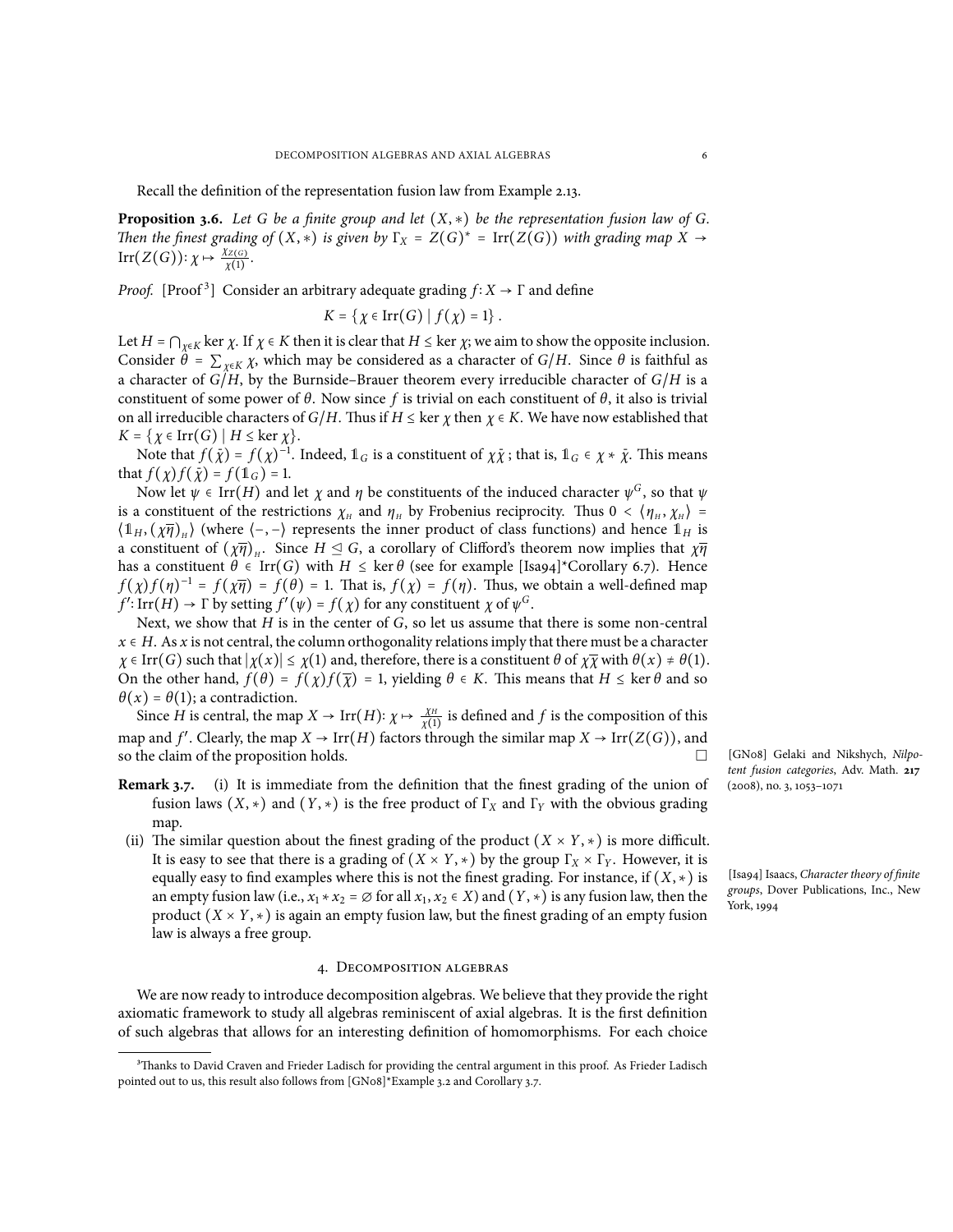Recall the definition of the representation fusion law from Example 2.13.

**Proposition 3.6.** *Let $G$ be a finite group and let $(X, *)$ be the representation fusion law of $G$. Then the finest grading of $(X, *)$ is given by $\Gamma_X = Z(G)^* = \operatorname{Irr}(Z(G))$ with grading map $X \to \operatorname{Irr}(Z(G))\colon \chi \mapsto \frac{\chi_{Z(G)}}{\chi(1)}$.*

*Proof.* [Proof[3]] Consider an arbitrary adequate grading $f\colon X \to \Gamma$ and define

$$K = \{ \chi \in \operatorname{Irr}(G) \mid f(\chi) = 1 \} .$$

Let $H = \bigcap_{\chi \in K} \ker \chi$. If $\chi \in K$ then it is clear that $H \le \ker \chi$; we aim to show the opposite inclusion. Consider $\theta = \sum_{\chi \in K} \chi$, which may be considered as a character of $G/H$. Since $\theta$ is faithful as a character of $G/H$, by the Burnside–Brauer theorem every irreducible character of $G/H$ is a constituent of some power of $\theta$. Now since $f$ is trivial on each constituent of $\theta$, it also is trivial on all irreducible characters of $G/H$. Thus if $H \le \ker \chi$ then $\chi \in K$. We have now established that $K = \{ \chi \in \operatorname{Irr}(G) \mid H \le \ker \chi \}$.

Note that $f(\bar{\chi}) = f(\chi)^{-1}$. Indeed, $\mathbb{1}_G$ is a constituent of $\chi\bar{\chi}$; that is, $\mathbb{1}_G \in \chi * \bar{\chi}$. This means that $f(\chi) f(\bar{\chi}) = f(\mathbb{1}_G) = 1$.

Now let $\psi \in \operatorname{Irr}(H)$ and let $\chi$ and $\eta$ be constituents of the induced character $\psi^G$, so that $\psi$ is a constituent of the restrictions $\chi_H$ and $\eta_H$ by Frobenius reciprocity. Thus $0 < \langle \eta_H, \chi_H \rangle = \langle \mathbb{1}_H, (\chi\overline{\eta})_H \rangle$ (where $\langle -,- \rangle$ represents the inner product of class functions) and hence $\mathbb{1}_H$ is a constituent of $(\chi\overline{\eta})_H$. Since $H \trianglelefteq G$, a corollary of Clifford's theorem now implies that $\chi\overline{\eta}$ has a constituent $\theta \in \operatorname{Irr}(G)$ with $H \le \ker \theta$ (see for example [Isa94]*Corollary 6.7). Hence $f(\chi) f(\eta)^{-1} = f(\chi\overline{\eta}) = f(\theta) = 1$. That is, $f(\chi) = f(\eta)$. Thus, we obtain a well-defined map $f'\colon \operatorname{Irr}(H) \to \Gamma$ by setting $f'(\psi) = f(\chi)$ for any constituent $\chi$ of $\psi^G$.

Next, we show that $H$ is in the center of $G$, so let us assume that there is some non-central $x \in H$. As $x$ is not central, the column orthogonality relations imply that there must be a character $\chi \in \operatorname{Irr}(G)$ such that $|\chi(x)| \le \chi(1)$ and, therefore, there is a constituent $\theta$ of $\chi\overline{\chi}$ with $\theta(x) \ne \theta(1)$. On the other hand, $f(\theta) = f(\chi) f(\overline{\chi}) = 1$, yielding $\theta \in K$. This means that $H \le \ker \theta$ and so $\theta(x) = \theta(1)$; a contradiction.

Since $H$ is central, the map $X \to \operatorname{Irr}(H)\colon \chi \mapsto \frac{\chi_H}{\chi(1)}$ is defined and $f$ is the composition of this map and $f'$. Clearly, the map $X \to \operatorname{Irr}(H)$ factors through the similar map $X \to \operatorname{Irr}(Z(G))$, and so the claim of the proposition holds. $\square$

**Remark 3.7.** (i) It is immediate from the definition that the finest grading of the union of fusion laws $(X, *)$ and $(Y, *)$ is the free product of $\Gamma_X$ and $\Gamma_Y$ with the obvious grading map.

(ii) The similar question about the finest grading of the product $(X \times Y, *)$ is more difficult. It is easy to see that there is a grading of $(X \times Y, *)$ by the group $\Gamma_X \times \Gamma_Y$. However, it is equally easy to find examples where this is not the finest grading. For instance, if $(X, *)$ is an empty fusion law (i.e., $x_1 * x_2 = \varnothing$ for all $x_1, x_2 \in X$) and $(Y, *)$ is any fusion law, then the product $(X \times Y, *)$ is again an empty fusion law, but the finest grading of an empty fusion law is always a free group.

## 4. Decomposition algebras

We are now ready to introduce decomposition algebras. We believe that they provide the right axiomatic framework to study all algebras reminiscent of axial algebras. It is the first definition of such algebras that allows for an interesting definition of homomorphisms. For each choice

[GN08] Gelaki and Nikshych, *Nilpotent fusion categories*, Adv. Math. **217** (2008), no. 3, 1053–1071

[Isa94] Isaacs, *Character theory of finite groups*, Dover Publications, Inc., New York, 1994

[3] Thanks to David Craven and Frieder Ladisch for providing the central argument in this proof. As Frieder Ladisch pointed out to us, this result also follows from [GN08]*Example 3.2 and Corollary 3.7.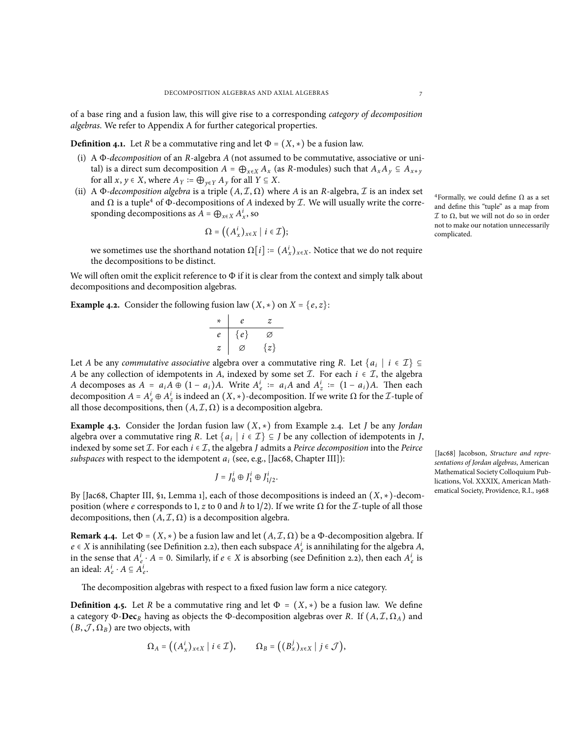of a base ring and a fusion law, this will give rise to a corresponding *category of decomposition algebras*. We refer to Appendix A for further categorical properties.

**Definition 4.1.** Let $R$ be a commutative ring and let $\Phi = (X, *)$ be a fusion law.

(i) A $\Phi$-*decomposition* of an $R$-algebra $A$ (not assumed to be commutative, associative or unital) is a direct sum decomposition $A = \bigoplus_{x \in X} A_x$ (as $R$-modules) such that $A_x A_y \subseteq A_{x*y}$ for all $x, y \in X$, where $A_Y := \bigoplus_{y \in Y} A_y$ for all $Y \subseteq X$.

(ii) A $\Phi$-*decomposition algebra* is a triple $(A, \mathcal{I}, \Omega)$ where $A$ is an $R$-algebra, $\mathcal{I}$ is an index set and $\Omega$ is a tuple[4] of $\Phi$-decompositions of $A$ indexed by $\mathcal{I}$. We will usually write the corresponding decompositions as $A = \bigoplus_{x \in X} A^i_x$, so

$$\Omega = \big( (A^i_x)_{x \in X} \mid i \in \mathcal{I} \big);$$

we sometimes use the shorthand notation $\Omega[i] := (A^i_x)_{x \in X}$. Notice that we do not require the decompositions to be distinct.

[4] Formally, we could define $\Omega$ as a set and define this "tuple" as a map from $\mathcal{I}$ to $\Omega$, but we will not do so in order not to make our notation unnecessarily complicated.

We will often omit the explicit reference to $\Phi$ if it is clear from the context and simply talk about decompositions and decomposition algebras.

**Example 4.2.** Consider the following fusion law $(X, *)$ on $X = \{e, z\}$:

| $*$ | $e$ | $z$ |
|---|---|---|
| $e$ | $\{e\}$ | $\varnothing$ |
| $z$ | $\varnothing$ | $\{z\}$ |

Let $A$ be any *commutative associative* algebra over a commutative ring $R$. Let $\{a_i \mid i \in \mathcal{I}\} \subseteq A$ be any collection of idempotents in $A$, indexed by some set $\mathcal{I}$. For each $i \in \mathcal{I}$, the algebra $A$ decomposes as $A = a_i A \oplus (1 - a_i)A$. Write $A^i_e := a_i A$ and $A^i_z := (1 - a_i)A$. Then each decomposition $A = A^i_e \oplus A^i_z$ is indeed an $(X, *)$-decomposition. If we write $\Omega$ for the $\mathcal{I}$-tuple of all those decompositions, then $(A, \mathcal{I}, \Omega)$ is a decomposition algebra.

**Example 4.3.** Consider the Jordan fusion law $(X, *)$ from Example 2.4. Let $J$ be any *Jordan* algebra over a commutative ring $R$. Let $\{a_i \mid i \in \mathcal{I}\} \subseteq J$ be any collection of idempotents in $J$, indexed by some set $\mathcal{I}$. For each $i \in \mathcal{I}$, the algebra $J$ admits a *Peirce decomposition* into the *Peirce subspaces* with respect to the idempotent $a_i$ (see, e.g., [Jac68, Chapter III]):

$$J = J^i_0 \oplus J^i_1 \oplus J^i_{1/2}.$$

By [Jac68, Chapter III, §1, Lemma 1], each of those decompositions is indeed an $(X, *)$-decomposition (where $e$ corresponds to 1, $z$ to 0 and $h$ to 1/2). If we write $\Omega$ for the $\mathcal{I}$-tuple of all those decompositions, then $(A, \mathcal{I}, \Omega)$ is a decomposition algebra.

[Jac68] Jacobson, *Structure and representations of Jordan algebras*, American Mathematical Society Colloquium Publications, Vol. XXXIX, American Mathematical Society, Providence, R.I., 1968

**Remark 4.4.** Let $\Phi = (X, *)$ be a fusion law and let $(A, \mathcal{I}, \Omega)$ be a $\Phi$-decomposition algebra. If $e \in X$ is annihilating (see Definition 2.2), then each subspace $A^i_e$ is annihilating for the algebra $A$, in the sense that $A^i_e \cdot A = 0$. Similarly, if $e \in X$ is absorbing (see Definition 2.2), then each $A^i_e$ is an ideal: $A^i_e \cdot A \subseteq A^i_e$.

The decomposition algebras with respect to a fixed fusion law form a nice category.

**Definition 4.5.** Let $R$ be a commutative ring and let $\Phi = (X, *)$ be a fusion law. We define a category $\Phi$-$\mathbf{Dec}_R$ having as objects the $\Phi$-decomposition algebras over $R$. If $(A, \mathcal{I}, \Omega_A)$ and $(B, \mathcal{J}, \Omega_B)$ are two objects, with

$$\Omega_A = \big( (A^i_x)_{x \in X} \mid i \in \mathcal{I} \big), \qquad \Omega_B = \big( (B^j_x)_{x \in X} \mid j \in \mathcal{J} \big),$$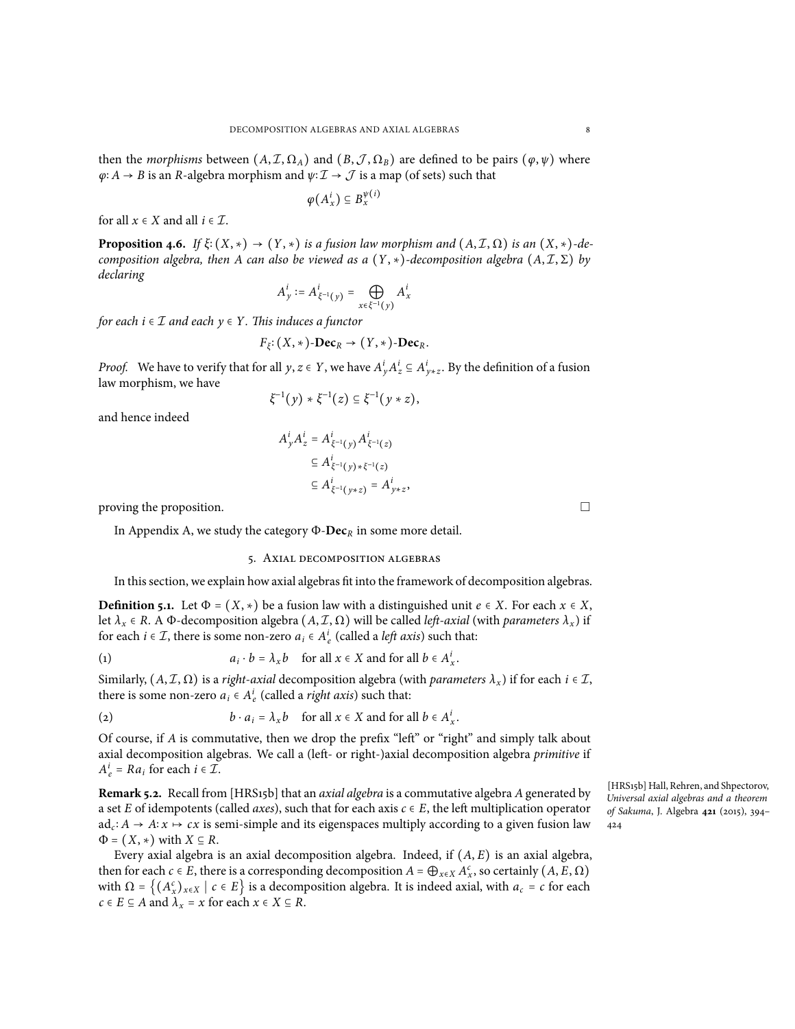then the *morphisms* between $(A, \mathcal{I}, \Omega_A)$ and $(B, \mathcal{J}, \Omega_B)$ are defined to be pairs $(\varphi, \psi)$ where $\varphi\colon A \to B$ is an $R$-algebra morphism and $\psi\colon \mathcal{I} \to \mathcal{J}$ is a map (of sets) such that

$$\varphi(A_x^i) \subseteq B_x^{\psi(i)}$$

for all $x \in X$ and all $i \in \mathcal{I}$.

**Proposition 4.6.** *If $\xi\colon (X,*) \to (Y,*)$ is a fusion law morphism and $(A, \mathcal{I}, \Omega)$ is an $(X,*)$-decomposition algebra, then $A$ can also be viewed as a $(Y,*)$-decomposition algebra $(A, \mathcal{I}, \Sigma)$ by declaring*

$$A_y^i := A_{\xi^{-1}(y)}^i = \bigoplus_{x \in \xi^{-1}(y)} A_x^i$$

*for each $i \in \mathcal{I}$ and each $y \in Y$. This induces a functor*

$$F_\xi\colon (X,*)\text{-}\mathbf{Dec}_R \to (Y,*)\text{-}\mathbf{Dec}_R.$$

*Proof.* We have to verify that for all $y, z \in Y$, we have $A_y^i A_z^i \subseteq A_{y*z}^i$. By the definition of a fusion law morphism, we have

$$\xi^{-1}(y) * \xi^{-1}(z) \subseteq \xi^{-1}(y * z),$$

and hence indeed

$$\begin{aligned} A_y^i A_z^i &= A_{\xi^{-1}(y)}^i A_{\xi^{-1}(z)}^i \\ &\subseteq A_{\xi^{-1}(y)*\xi^{-1}(z)}^i \\ &\subseteq A_{\xi^{-1}(y*z)}^i = A_{y*z}^i, \end{aligned}$$

proving the proposition. $\square$

In Appendix A, we study the category $\Phi$-$\mathbf{Dec}_R$ in some more detail.

## 5. Axial decomposition algebras

In this section, we explain how axial algebras fit into the framework of decomposition algebras.

**Definition 5.1.** Let $\Phi = (X,*)$ be a fusion law with a distinguished unit $e \in X$. For each $x \in X$, let $\lambda_x \in R$. A $\Phi$-decomposition algebra $(A, \mathcal{I}, \Omega)$ will be called *left-axial* (with *parameters* $\lambda_x$) if for each $i \in \mathcal{I}$, there is some non-zero $a_i \in A_e^i$ (called a *left axis*) such that:

$$a_i \cdot b = \lambda_x b \quad \text{for all } x \in X \text{ and for all } b \in A_x^i. \tag{1}$$

Similarly, $(A, \mathcal{I}, \Omega)$ is a *right-axial* decomposition algebra (with *parameters* $\lambda_x$) if for each $i \in \mathcal{I}$, there is some non-zero $a_i \in A_e^i$ (called a *right axis*) such that:

$$b \cdot a_i = \lambda_x b \quad \text{for all } x \in X \text{ and for all } b \in A_x^i. \tag{2}$$

Of course, if $A$ is commutative, then we drop the prefix "left" or "right" and simply talk about axial decomposition algebras. We call a (left- or right-)axial decomposition algebra *primitive* if $A_e^i = Ra_i$ for each $i \in \mathcal{I}$.

**Remark 5.2.** Recall from [HRS15b] that an *axial algebra* is a commutative algebra $A$ generated by a set $E$ of idempotents (called *axes*), such that for each axis $c \in E$, the left multiplication operator $\mathrm{ad}_c\colon A \to A\colon x \mapsto cx$ is semi-simple and its eigenspaces multiply according to a given fusion law $\Phi = (X,*)$ with $X \subseteq R$.

[HRS15b] Hall, Rehren, and Shpectorov, *Universal axial algebras and a theorem of Sakuma*, J. Algebra **421** (2015), 394–424

Every axial algebra is an axial decomposition algebra. Indeed, if $(A, E)$ is an axial algebra, then for each $c \in E$, there is a corresponding decomposition $A = \bigoplus_{x \in X} A_x^c$, so certainly $(A, E, \Omega)$ with $\Omega = \{(A_x^c)_{x \in X} \mid c \in E\}$ is a decomposition algebra. It is indeed axial, with $a_c = c$ for each $c \in E \subseteq A$ and $\lambda_x = x$ for each $x \in X \subseteq R$.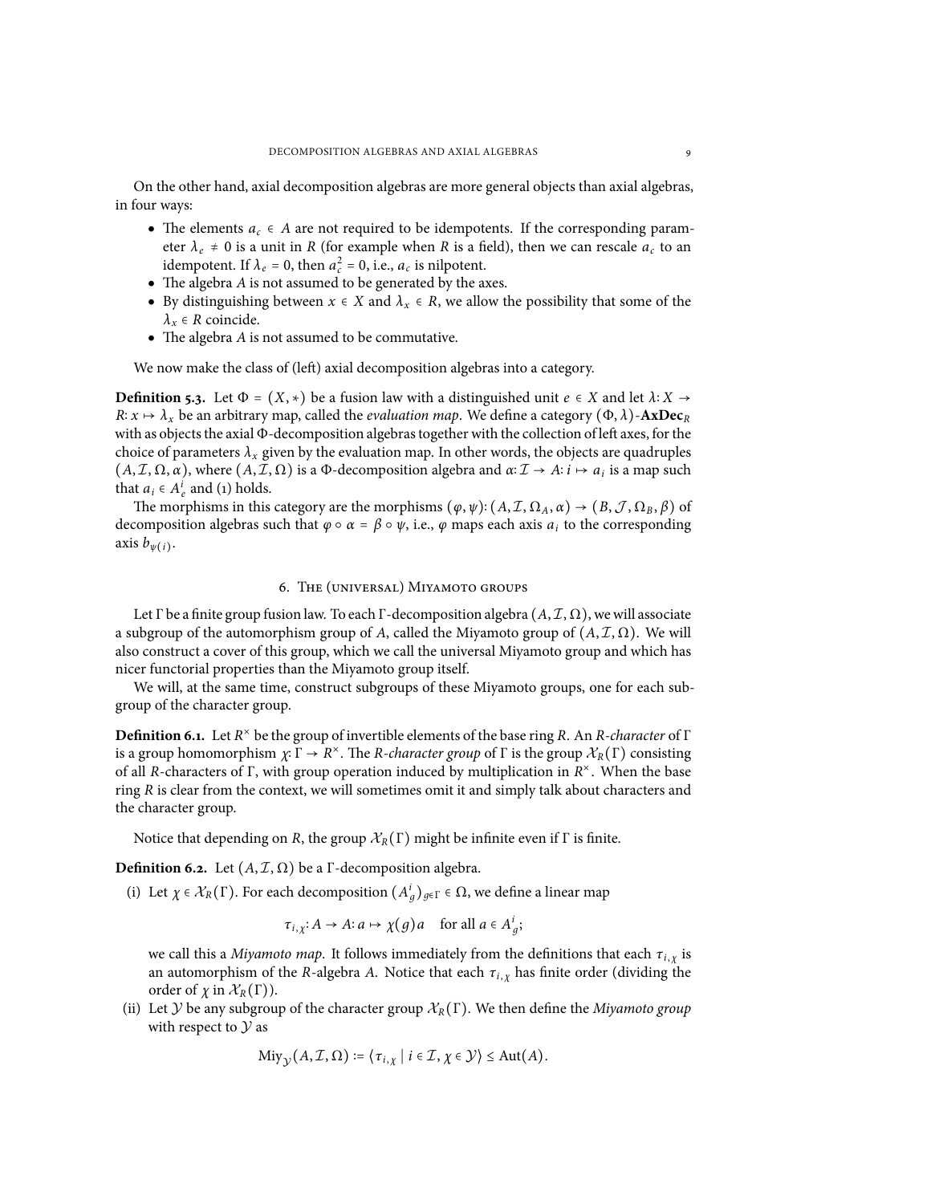On the other hand, axial decomposition algebras are more general objects than axial algebras, in four ways:

- The elements $a_c \in A$ are not required to be idempotents. If the corresponding parameter $\lambda_e \neq 0$ is a unit in $R$ (for example when $R$ is a field), then we can rescale $a_c$ to an idempotent. If $\lambda_e = 0$, then $a_c^2 = 0$, i.e., $a_c$ is nilpotent.
- The algebra $A$ is not assumed to be generated by the axes.
- By distinguishing between $x \in X$ and $\lambda_x \in R$, we allow the possibility that some of the $\lambda_x \in R$ coincide.
- The algebra $A$ is not assumed to be commutative.

We now make the class of (left) axial decomposition algebras into a category.

**Definition 5.3.** Let $\Phi = (X, *)$ be a fusion law with a distinguished unit $e \in X$ and let $\lambda\colon X \to R\colon x \mapsto \lambda_x$ be an arbitrary map, called the *evaluation map*. We define a category $(\Phi, \lambda)$-$\mathbf{AxDec}_R$ with as objects the axial $\Phi$-decomposition algebras together with the collection of left axes, for the choice of parameters $\lambda_x$ given by the evaluation map. In other words, the objects are quadruples $(A, \mathcal{I}, \Omega, \alpha)$, where $(A, \mathcal{I}, \Omega)$ is a $\Phi$-decomposition algebra and $\alpha\colon \mathcal{I} \to A\colon i \mapsto a_i$ is a map such that $a_i \in A_e^i$ and (1) holds.

The morphisms in this category are the morphisms $(\varphi, \psi)\colon (A, \mathcal{I}, \Omega_A, \alpha) \to (B, \mathcal{J}, \Omega_B, \beta)$ of decomposition algebras such that $\varphi \circ \alpha = \beta \circ \psi$, i.e., $\varphi$ maps each axis $a_i$ to the corresponding axis $b_{\psi(i)}$.

## 6. The (universal) Miyamoto groups

Let $\Gamma$ be a finite group fusion law. To each $\Gamma$-decomposition algebra $(A, \mathcal{I}, \Omega)$, we will associate a subgroup of the automorphism group of $A$, called the Miyamoto group of $(A, \mathcal{I}, \Omega)$. We will also construct a cover of this group, which we call the universal Miyamoto group and which has nicer functorial properties than the Miyamoto group itself.

We will, at the same time, construct subgroups of these Miyamoto groups, one for each subgroup of the character group.

**Definition 6.1.** Let $R^\times$ be the group of invertible elements of the base ring $R$. An *$R$-character* of $\Gamma$ is a group homomorphism $\chi\colon \Gamma \to R^\times$. The *$R$-character group* of $\Gamma$ is the group $\mathcal{X}_R(\Gamma)$ consisting of all $R$-characters of $\Gamma$, with group operation induced by multiplication in $R^\times$. When the base ring $R$ is clear from the context, we will sometimes omit it and simply talk about characters and the character group.

Notice that depending on $R$, the group $\mathcal{X}_R(\Gamma)$ might be infinite even if $\Gamma$ is finite.

**Definition 6.2.** Let $(A, \mathcal{I}, \Omega)$ be a $\Gamma$-decomposition algebra.

(i) Let $\chi \in \mathcal{X}_R(\Gamma)$. For each decomposition $(A_g^i)_{g \in \Gamma} \in \Omega$, we define a linear map

$$\tau_{i,\chi}\colon A \to A\colon a \mapsto \chi(g)a \quad \text{for all } a \in A_g^i;$$

we call this a *Miyamoto map*. It follows immediately from the definitions that each $\tau_{i,\chi}$ is an automorphism of the $R$-algebra $A$. Notice that each $\tau_{i,\chi}$ has finite order (dividing the order of $\chi$ in $\mathcal{X}_R(\Gamma)$).

(ii) Let $\mathcal{Y}$ be any subgroup of the character group $\mathcal{X}_R(\Gamma)$. We then define the *Miyamoto group* with respect to $\mathcal{Y}$ as

$$\operatorname{Miy}_{\mathcal{Y}}(A, \mathcal{I}, \Omega) := \langle \tau_{i,\chi} \mid i \in \mathcal{I}, \chi \in \mathcal{Y} \rangle \leq \operatorname{Aut}(A).$$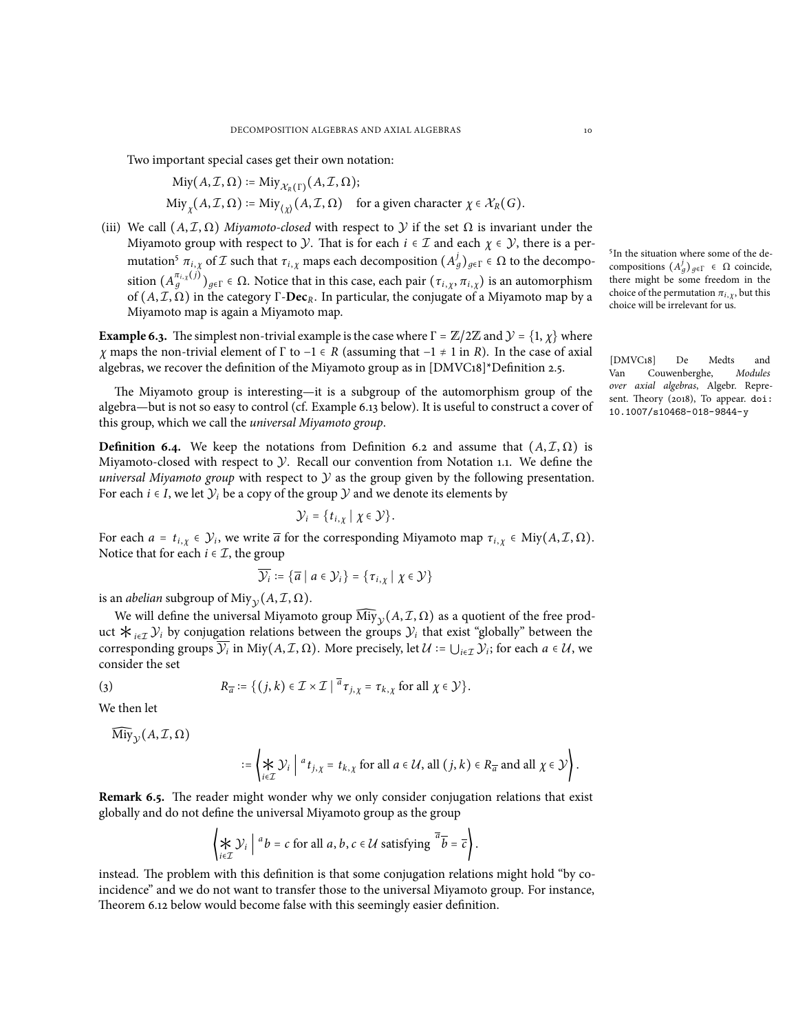Two important special cases get their own notation:

$$\mathrm{Miy}(A, \mathcal{I}, \Omega) := \mathrm{Miy}_{\mathcal{X}_R(\Gamma)}(A, \mathcal{I}, \Omega);$$

$$\mathrm{Miy}_\chi(A, \mathcal{I}, \Omega) := \mathrm{Miy}_{\langle \chi \rangle}(A, \mathcal{I}, \Omega) \quad \text{for a given character } \chi \in \mathcal{X}_R(G).$$

(iii) We call $(A, \mathcal{I}, \Omega)$ *Miyamoto-closed* with respect to $\mathcal{Y}$ if the set $\Omega$ is invariant under the Miyamoto group with respect to $\mathcal{Y}$. That is for each $i \in \mathcal{I}$ and each $\chi \in \mathcal{Y}$, there is a permutation[5] $\pi_{i,\chi}$ of $\mathcal{I}$ such that $\tau_{i,\chi}$ maps each decomposition $(A^j_g)_{g\in\Gamma} \in \Omega$ to the decomposition $(A^{\pi_{i,\chi}(j)}_g)_{g\in\Gamma} \in \Omega$. Notice that in this case, each pair $(\tau_{i,\chi}, \pi_{i,\chi})$ is an automorphism of $(A, \mathcal{I}, \Omega)$ in the category $\Gamma$-$\mathbf{Dec}_R$. In particular, the conjugate of a Miyamoto map by a Miyamoto map is again a Miyamoto map.

[5] In the situation where some of the decompositions $(A^j_g)_{g\in\Gamma} \in \Omega$ coincide, there might be some freedom in the choice of the permutation $\pi_{i,\chi}$, but this choice will be irrelevant for us.

**Example 6.3.** The simplest non-trivial example is the case where $\Gamma = \mathbb{Z}/2\mathbb{Z}$ and $\mathcal{Y} = \{1, \chi\}$ where $\chi$ maps the non-trivial element of $\Gamma$ to $-1 \in R$ (assuming that $-1 \neq 1$ in $R$). In the case of axial algebras, we recover the definition of the Miyamoto group as in [DMVC18]*Definition 2.5.

[DMVC18] De Medts and Van Couwenberghe, *Modules over axial algebras*, Algebr. Represent. Theory (2018), To appear. doi: 10.1007/s10468-018-9844-y

The Miyamoto group is interesting—it is a subgroup of the automorphism group of the algebra—but is not so easy to control (cf. Example 6.13 below). It is useful to construct a cover of this group, which we call the *universal Miyamoto group*.

**Definition 6.4.** We keep the notations from Definition 6.2 and assume that $(A, \mathcal{I}, \Omega)$ is Miyamoto-closed with respect to $\mathcal{Y}$. Recall our convention from Notation 1.1. We define the *universal Miyamoto group* with respect to $\mathcal{Y}$ as the group given by the following presentation. For each $i \in I$, we let $\mathcal{Y}_i$ be a copy of the group $\mathcal{Y}$ and we denote its elements by

$$\mathcal{Y}_i = \{t_{i,\chi} \mid \chi \in \mathcal{Y}\}.$$

For each $a = t_{i,\chi} \in \mathcal{Y}_i$, we write $\overline{a}$ for the corresponding Miyamoto map $\tau_{i,\chi} \in \mathrm{Miy}(A, \mathcal{I}, \Omega)$. Notice that for each $i \in \mathcal{I}$, the group

$$\overline{\mathcal{Y}_i} := \{\overline{a} \mid a \in \mathcal{Y}_i\} = \{\tau_{i,\chi} \mid \chi \in \mathcal{Y}\}$$

is an *abelian* subgroup of $\mathrm{Miy}_{\mathcal{Y}}(A, \mathcal{I}, \Omega)$.

We will define the universal Miyamoto group $\widehat{\mathrm{Miy}}_{\mathcal{Y}}(A, \mathcal{I}, \Omega)$ as a quotient of the free product $\ast_{i\in\mathcal{I}} \mathcal{Y}_i$ by conjugation relations between the groups $\mathcal{Y}_i$ that exist "globally" between the corresponding groups $\overline{\mathcal{Y}_i}$ in $\mathrm{Miy}(A, \mathcal{I}, \Omega)$. More precisely, let $\mathcal{U} := \bigcup_{i\in\mathcal{I}} \mathcal{Y}_i$; for each $a \in \mathcal{U}$, we consider the set

$$R_{\overline{a}} := \{(j,k) \in \mathcal{I} \times \mathcal{I} \mid {}^{\overline{a}}\tau_{j,\chi} = \tau_{k,\chi} \text{ for all } \chi \in \mathcal{Y}\}. \tag{3}$$

We then let

$$\widehat{\mathrm{Miy}}_{\mathcal{Y}}(A, \mathcal{I}, \Omega) := \left\langle \mathop{\ast}_{i\in\mathcal{I}} \mathcal{Y}_i \;\middle|\; {}^{a}t_{j,\chi} = t_{k,\chi} \text{ for all } a \in \mathcal{U}, \text{ all } (j,k) \in R_{\overline{a}} \text{ and all } \chi \in \mathcal{Y} \right\rangle.$$

**Remark 6.5.** The reader might wonder why we only consider conjugation relations that exist globally and do not define the universal Miyamoto group as the group

$$\left\langle \mathop{\ast}_{i\in\mathcal{I}} \mathcal{Y}_i \;\middle|\; {}^{a}b = c \text{ for all } a, b, c \in \mathcal{U} \text{ satisfying } {}^{\overline{a}}\overline{b} = \overline{c} \right\rangle.$$

instead. The problem with this definition is that some conjugation relations might hold "by coincidence" and we do not want to transfer those to the universal Miyamoto group. For instance, Theorem 6.12 below would become false with this seemingly easier definition.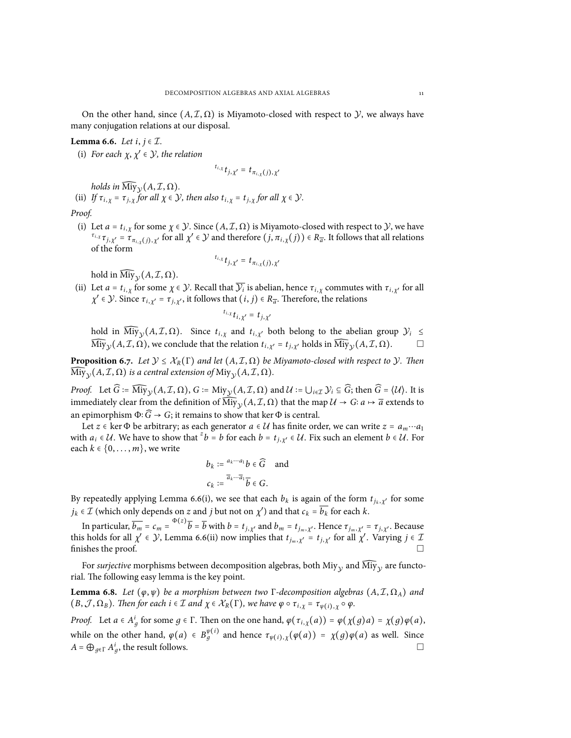On the other hand, since $(A, \mathcal{I}, \Omega)$ is Miyamoto-closed with respect to $\mathcal{Y}$, we always have many conjugation relations at our disposal.

**Lemma 6.6.** *Let $i, j \in \mathcal{I}$.*

(i) *For each $\chi, \chi' \in \mathcal{Y}$, the relation*

$$^{t_{i,\chi}}t_{j,\chi'} = t_{\pi_{i,\chi}(j),\chi'}$$

*holds in $\widehat{\mathrm{Miy}}_{\mathcal{Y}}(A, \mathcal{I}, \Omega)$.*

(ii) *If $\tau_{i,\chi} = \tau_{j,\chi}$ for all $\chi \in \mathcal{Y}$, then also $t_{i,\chi} = t_{j,\chi}$ for all $\chi \in \mathcal{Y}$.*

*Proof.*

(i) Let $a = t_{i,\chi}$ for some $\chi \in \mathcal{Y}$. Since $(A, \mathcal{I}, \Omega)$ is Miyamoto-closed with respect to $\mathcal{Y}$, we have $^{\tau_{i,\chi}}\tau_{j,\chi'} = \tau_{\pi_{i,\chi}(j),\chi'}$ for all $\chi' \in \mathcal{Y}$ and therefore $(j, \pi_{i,\chi}(j)) \in R_{\overline{a}}$. It follows that all relations of the form

$$^{t_{i,\chi}}t_{j,\chi'} = t_{\pi_{i,\chi}(j),\chi'}$$

hold in $\widehat{\mathrm{Miy}}_{\mathcal{Y}}(A, \mathcal{I}, \Omega)$.

(ii) Let $a = t_{i,\chi}$ for some $\chi \in \mathcal{Y}$. Recall that $\overline{\mathcal{Y}_i}$ is abelian, hence $\tau_{i,\chi}$ commutes with $\tau_{i,\chi'}$ for all $\chi' \in \mathcal{Y}$. Since $\tau_{i,\chi'} = \tau_{j,\chi'}$, it follows that $(i, j) \in R_{\overline{a}}$. Therefore, the relations

$$^{t_{i,\chi}}t_{i,\chi'} = t_{j,\chi'}$$

hold in $\widehat{\mathrm{Miy}}_{\mathcal{Y}}(A, \mathcal{I}, \Omega)$. Since $t_{i,\chi}$ and $t_{i,\chi'}$ both belong to the abelian group $\mathcal{Y}_i \leq \widehat{\mathrm{Miy}}_{\mathcal{Y}}(A, \mathcal{I}, \Omega)$, we conclude that the relation $t_{i,\chi'} = t_{j,\chi'}$ holds in $\widehat{\mathrm{Miy}}_{\mathcal{Y}}(A, \mathcal{I}, \Omega)$. $\square$

**Proposition 6.7.** *Let $\mathcal{Y} \leq \mathcal{X}_R(\Gamma)$ and let $(A, \mathcal{I}, \Omega)$ be Miyamoto-closed with respect to $\mathcal{Y}$. Then $\widehat{\mathrm{Miy}}_{\mathcal{Y}}(A, \mathcal{I}, \Omega)$ is a central extension of $\mathrm{Miy}_{\mathcal{Y}}(A, \mathcal{I}, \Omega)$.*

*Proof.* Let $\widehat{G} := \widehat{\mathrm{Miy}}_{\mathcal{Y}}(A, \mathcal{I}, \Omega)$, $G := \mathrm{Miy}_{\mathcal{Y}}(A, \mathcal{I}, \Omega)$ and $\mathcal{U} := \bigcup_{i \in \mathcal{I}} \mathcal{Y}_i \subseteq \widehat{G}$; then $\widehat{G} = \langle \mathcal{U} \rangle$. It is immediately clear from the definition of $\widehat{\mathrm{Miy}}_{\mathcal{Y}}(A, \mathcal{I}, \Omega)$ that the map $\mathcal{U} \to G \colon a \mapsto \overline{a}$ extends to an epimorphism $\Phi \colon \widehat{G} \to G$; it remains to show that $\ker \Phi$ is central.

Let $z \in \ker \Phi$ be arbitrary; as each generator $a \in \mathcal{U}$ has finite order, we can write $z = a_m \cdots a_1$ with $a_i \in \mathcal{U}$. We have to show that $^{z}b = b$ for each $b = t_{j,\chi'} \in \mathcal{U}$. Fix such an element $b \in \mathcal{U}$. For each $k \in \{0, \dots, m\}$, we write

$$b_k := {}^{a_k \cdots a_1}b \in \widehat{G} \quad \text{and}$$
$$c_k := {}^{\overline{a}_k \cdots \overline{a}_1}\overline{b} \in G.$$

By repeatedly applying Lemma 6.6(i), we see that each $b_k$ is again of the form $t_{j_k,\chi'}$ for some $j_k \in \mathcal{I}$ (which only depends on $z$ and $j$ but not on $\chi'$) and that $c_k = \overline{b_k}$ for each $k$.

In particular, $\overline{b_m} = c_m = {}^{\Phi(z)}\overline{b} = \overline{b}$ with $b = t_{j,\chi'}$ and $b_m = t_{j_m,\chi'}$. Hence $\tau_{j_m,\chi'} = \tau_{j,\chi'}$. Because this holds for all $\chi' \in \mathcal{Y}$, Lemma 6.6(ii) now implies that $t_{j_m,\chi'} = t_{j,\chi'}$ for all $\chi'$. Varying $j \in \mathcal{I}$ finishes the proof. $\square$

For *surjective* morphisms between decomposition algebras, both $\mathrm{Miy}_{\mathcal{Y}}$ and $\widehat{\mathrm{Miy}}_{\mathcal{Y}}$ are functorial. The following easy lemma is the key point.

**Lemma 6.8.** *Let $(\varphi, \psi)$ be a morphism between two $\Gamma$-decomposition algebras $(A, \mathcal{I}, \Omega_A)$ and $(B, \mathcal{J}, \Omega_B)$. Then for each $i \in \mathcal{I}$ and $\chi \in \mathcal{X}_R(\Gamma)$, we have $\varphi \circ \tau_{i,\chi} = \tau_{\psi(i),\chi} \circ \varphi$.*

*Proof.* Let $a \in A^i_g$ for some $g \in \Gamma$. Then on the one hand, $\varphi(\tau_{i,\chi}(a)) = \varphi(\chi(g)a) = \chi(g)\varphi(a)$, while on the other hand, $\varphi(a) \in B^{\psi(i)}_g$ and hence $\tau_{\psi(i),\chi}(\varphi(a)) = \chi(g)\varphi(a)$ as well. Since $A = \bigoplus_{g \in \Gamma} A^i_g$, the result follows. $\square$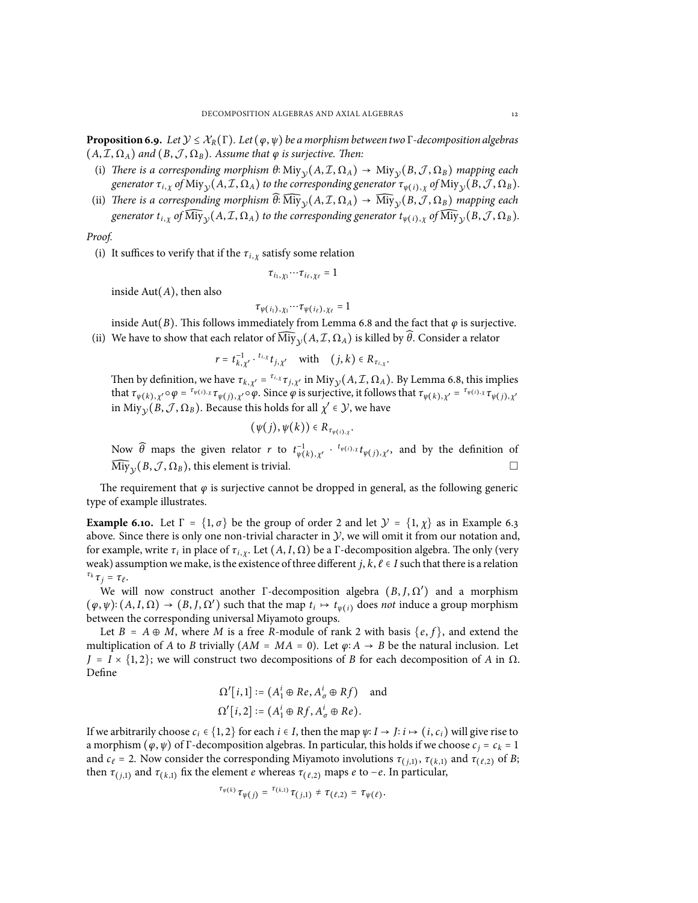**Proposition 6.9.** *Let $\mathcal{Y} \leq \mathcal{X}_R(\Gamma)$. Let $(\varphi, \psi)$ be a morphism between two $\Gamma$-decomposition algebras $(A, \mathcal{I}, \Omega_A)$ and $(B, \mathcal{J}, \Omega_B)$. Assume that $\varphi$ is surjective. Then:*

(i) *There is a corresponding morphism $\theta\colon \operatorname{Miy}_{\mathcal{Y}}(A, \mathcal{I}, \Omega_A) \to \operatorname{Miy}_{\mathcal{Y}}(B, \mathcal{J}, \Omega_B)$ mapping each generator $\tau_{i,\chi}$ of $\operatorname{Miy}_{\mathcal{Y}}(A, \mathcal{I}, \Omega_A)$ to the corresponding generator $\tau_{\psi(i),\chi}$ of $\operatorname{Miy}_{\mathcal{Y}}(B, \mathcal{J}, \Omega_B)$.*

(ii) *There is a corresponding morphism $\widehat{\theta}\colon \widehat{\operatorname{Miy}}_{\mathcal{Y}}(A, \mathcal{I}, \Omega_A) \to \widehat{\operatorname{Miy}}_{\mathcal{Y}}(B, \mathcal{J}, \Omega_B)$ mapping each generator $t_{i,\chi}$ of $\widehat{\operatorname{Miy}}_{\mathcal{Y}}(A, \mathcal{I}, \Omega_A)$ to the corresponding generator $t_{\psi(i),\chi}$ of $\widehat{\operatorname{Miy}}_{\mathcal{Y}}(B, \mathcal{J}, \Omega_B)$.*

*Proof.*

(i) It suffices to verify that if the $\tau_{i,\chi}$ satisfy some relation

$$\tau_{i_1,\chi_1} \cdots \tau_{i_\ell,\chi_\ell} = 1$$

inside $\operatorname{Aut}(A)$, then also

$$\tau_{\psi(i_1),\chi_1} \cdots \tau_{\psi(i_\ell),\chi_\ell} = 1$$

inside $\operatorname{Aut}(B)$. This follows immediately from Lemma 6.8 and the fact that $\varphi$ is surjective.

(ii) We have to show that each relator of $\widehat{\operatorname{Miy}}_{\mathcal{Y}}(A, \mathcal{I}, \Omega_A)$ is killed by $\widehat{\theta}$. Consider a relator

$$r = t_{k,\chi'}^{-1} \cdot {}^{t_{i,\chi}} t_{j,\chi'} \quad \text{with} \quad (j,k) \in R_{\tau_{i,\chi}}.$$

Then by definition, we have $\tau_{k,\chi'} = {}^{\tau_{i,\chi}}\tau_{j,\chi'}$ in $\operatorname{Miy}_{\mathcal{Y}}(A, \mathcal{I}, \Omega_A)$. By Lemma 6.8, this implies that $\tau_{\psi(k),\chi'} \circ \varphi = {}^{\tau_{\psi(i),\chi}}\tau_{\psi(j),\chi'} \circ \varphi$. Since $\varphi$ is surjective, it follows that $\tau_{\psi(k),\chi'} = {}^{\tau_{\psi(i),\chi}}\tau_{\psi(j),\chi'}$ in $\operatorname{Miy}_{\mathcal{Y}}(B, \mathcal{J}, \Omega_B)$. Because this holds for all $\chi' \in \mathcal{Y}$, we have

$$(\psi(j), \psi(k)) \in R_{\tau_{\psi(i),\chi}}.$$

Now $\widehat{\theta}$ maps the given relator $r$ to $t_{\psi(k),\chi'}^{-1} \cdot {}^{t_{\psi(i),\chi}} t_{\psi(j),\chi'}$, and by the definition of $\widehat{\operatorname{Miy}}_{\mathcal{Y}}(B, \mathcal{J}, \Omega_B)$, this element is trivial. $\square$

The requirement that $\varphi$ is surjective cannot be dropped in general, as the following generic type of example illustrates.

**Example 6.10.** Let $\Gamma = \{1, \sigma\}$ be the group of order 2 and let $\mathcal{Y} = \{1, \chi\}$ as in Example 6.3 above. Since there is only one non-trivial character in $\mathcal{Y}$, we will omit it from our notation and, for example, write $\tau_i$ in place of $\tau_{i,\chi}$. Let $(A, I, \Omega)$ be a $\Gamma$-decomposition algebra. The only (very weak) assumption we make, is the existence of three different $j, k, \ell \in I$ such that there is a relation ${}^{\tau_k}\tau_j = \tau_\ell$.

We will now construct another $\Gamma$-decomposition algebra $(B, J, \Omega')$ and a morphism $(\varphi, \psi)\colon (A, I, \Omega) \to (B, J, \Omega')$ such that the map $t_i \mapsto t_{\psi(i)}$ does *not* induce a group morphism between the corresponding universal Miyamoto groups.

Let $B = A \oplus M$, where $M$ is a free $R$-module of rank 2 with basis $\{e, f\}$, and extend the multiplication of $A$ to $B$ trivially ($AM = MA = 0$). Let $\varphi\colon A \to B$ be the natural inclusion. Let $J = I \times \{1, 2\}$; we will construct two decompositions of $B$ for each decomposition of $A$ in $\Omega$. Define

$$\Omega'[i,1] := (A_1^i \oplus Re, A_\sigma^i \oplus Rf) \quad \text{and}$$
$$\Omega'[i,2] := (A_1^i \oplus Rf, A_\sigma^i \oplus Re).$$

If we arbitrarily choose $c_i \in \{1, 2\}$ for each $i \in I$, then the map $\psi\colon I \to J\colon i \mapsto (i, c_i)$ will give rise to a morphism $(\varphi, \psi)$ of $\Gamma$-decomposition algebras. In particular, this holds if we choose $c_j = c_k = 1$ and $c_\ell = 2$. Now consider the corresponding Miyamoto involutions $\tau_{(j,1)}$, $\tau_{(k,1)}$ and $\tau_{(\ell,2)}$ of $B$; then $\tau_{(j,1)}$ and $\tau_{(k,1)}$ fix the element $e$ whereas $\tau_{(\ell,2)}$ maps $e$ to $-e$. In particular,

$${}^{\tau_{\psi(k)}}\tau_{\psi(j)} = {}^{\tau_{(k,1)}}\tau_{(j,1)} \neq \tau_{(\ell,2)} = \tau_{\psi(\ell)}.$$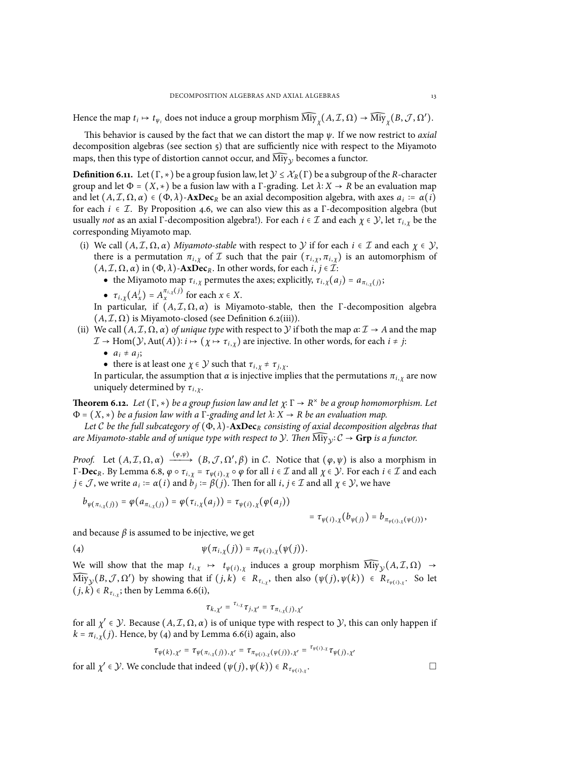Hence the map $t_i \mapsto t_{\psi_i}$ does not induce a group morphism $\widehat{\mathrm{Miy}}_\chi(A,\mathcal{I},\Omega) \to \widehat{\mathrm{Miy}}_\chi(B,\mathcal{J},\Omega')$.

This behavior is caused by the fact that we can distort the map $\psi$. If we now restrict to *axial* decomposition algebras (see section 5) that are sufficiently nice with respect to the Miyamoto maps, then this type of distortion cannot occur, and $\widehat{\mathrm{Miy}}_\mathcal{Y}$ becomes a functor.

**Definition 6.11.** Let $(\Gamma, *)$ be a group fusion law, let $\mathcal{Y} \le \mathcal{X}_R(\Gamma)$ be a subgroup of the $R$-character group and let $\Phi = (X, *)$ be a fusion law with a $\Gamma$-grading. Let $\lambda\colon X \to R$ be an evaluation map and let $(A,\mathcal{I},\Omega,\alpha) \in (\Phi,\lambda)$-$\mathbf{AxDec}_R$ be an axial decomposition algebra, with axes $a_i := \alpha(i)$ for each $i \in \mathcal{I}$. By Proposition 4.6, we can also view this as a $\Gamma$-decomposition algebra (but usually *not* as an axial $\Gamma$-decomposition algebra!). For each $i \in \mathcal{I}$ and each $\chi \in \mathcal{Y}$, let $\tau_{i,\chi}$ be the corresponding Miyamoto map.

(i) We call $(A,\mathcal{I},\Omega,\alpha)$ *Miyamoto-stable* with respect to $\mathcal{Y}$ if for each $i \in \mathcal{I}$ and each $\chi \in \mathcal{Y}$, there is a permutation $\pi_{i,\chi}$ of $\mathcal{I}$ such that the pair $(\tau_{i,\chi}, \pi_{i,\chi})$ is an automorphism of $(A,\mathcal{I},\Omega,\alpha)$ in $(\Phi,\lambda)$-$\mathbf{AxDec}_R$. In other words, for each $i,j \in \mathcal{I}$:
   - the Miyamoto map $\tau_{i,\chi}$ permutes the axes; explicitly, $\tau_{i,\chi}(a_j) = a_{\pi_{i,\chi}(j)}$;
   - $\tau_{i,\chi}(A_x^j) = A_x^{\pi_{i,\chi}(j)}$ for each $x \in X$.

   In particular, if $(A,\mathcal{I},\Omega,\alpha)$ is Miyamoto-stable, then the $\Gamma$-decomposition algebra $(A,\mathcal{I},\Omega)$ is Miyamoto-closed (see Definition 6.2(iii)).

(ii) We call $(A,\mathcal{I},\Omega,\alpha)$ *of unique type* with respect to $\mathcal{Y}$ if both the map $\alpha\colon \mathcal{I} \to A$ and the map $\mathcal{I} \to \mathrm{Hom}(\mathcal{Y}, \mathrm{Aut}(A))\colon i \mapsto (\chi \mapsto \tau_{i,\chi})$ are injective. In other words, for each $i \neq j$:
   - $a_i \neq a_j$;
   - there is at least one $\chi \in \mathcal{Y}$ such that $\tau_{i,\chi} \neq \tau_{j,\chi}$.

   In particular, the assumption that $\alpha$ is injective implies that the permutations $\pi_{i,\chi}$ are now uniquely determined by $\tau_{i,\chi}$.

**Theorem 6.12.** *Let $(\Gamma, *)$ be a group fusion law and let $\chi\colon \Gamma \to R^\times$ be a group homomorphism. Let $\Phi = (X,*)$ be a fusion law with a $\Gamma$-grading and let $\lambda\colon X \to R$ be an evaluation map.*

*Let $\mathcal{C}$ be the full subcategory of $(\Phi,\lambda)$-$\mathbf{AxDec}_R$ consisting of axial decomposition algebras that are Miyamoto-stable and of unique type with respect to $\mathcal{Y}$. Then $\widehat{\mathrm{Miy}}_\mathcal{Y}\colon \mathcal{C} \to \mathbf{Grp}$ is a functor.*

*Proof.* Let $(A,\mathcal{I},\Omega,\alpha) \xrightarrow{(\varphi,\psi)} (B,\mathcal{J},\Omega',\beta)$ in $\mathcal{C}$. Notice that $(\varphi,\psi)$ is also a morphism in $\Gamma$-$\mathbf{Dec}_R$. By Lemma 6.8, $\varphi \circ \tau_{i,\chi} = \tau_{\psi(i),\chi} \circ \varphi$ for all $i \in \mathcal{I}$ and all $\chi \in \mathcal{Y}$. For each $i \in \mathcal{I}$ and each $j \in \mathcal{J}$, we write $a_i := \alpha(i)$ and $b_j := \beta(j)$. Then for all $i,j \in \mathcal{I}$ and all $\chi \in \mathcal{Y}$, we have

$$b_{\psi(\pi_{i,\chi}(j))} = \varphi(a_{\pi_{i,\chi}(j)}) = \varphi(\tau_{i,\chi}(a_j)) = \tau_{\psi(i),\chi}(\varphi(a_j)) = \tau_{\psi(i),\chi}(b_{\psi(j)}) = b_{\pi_{\psi(i),\chi}(\psi(j))},$$

and because $\beta$ is assumed to be injective, we get

$$\psi(\pi_{i,\chi}(j)) = \pi_{\psi(i),\chi}(\psi(j)). \tag{4}$$

We will show that the map $t_{i,\chi} \mapsto t_{\psi(i),\chi}$ induces a group morphism $\widehat{\mathrm{Miy}}_\mathcal{Y}(A,\mathcal{I},\Omega) \to \widehat{\mathrm{Miy}}_\mathcal{Y}(B,\mathcal{J},\Omega')$ by showing that if $(j,k) \in R_{\tau_{i,\chi}}$, then also $(\psi(j),\psi(k)) \in R_{\tau_{\psi(i),\chi}}$. So let $(j,k) \in R_{\tau_{i,\chi}}$; then by Lemma 6.6(i),

$$\tau_{k,\chi'} = {}^{\tau_{i,\chi}}\tau_{j,\chi'} = \tau_{\pi_{i,\chi}(j),\chi'}$$

for all $\chi' \in \mathcal{Y}$. Because $(A,\mathcal{I},\Omega,\alpha)$ is of unique type with respect to $\mathcal{Y}$, this can only happen if $k = \pi_{i,\chi}(j)$. Hence, by (4) and by Lemma 6.6(i) again, also

$$\tau_{\psi(k),\chi'} = \tau_{\psi(\pi_{i,\chi}(j)),\chi'} = \tau_{\pi_{\psi(i),\chi}(\psi(j)),\chi'} = {}^{\tau_{\psi(i),\chi}}\tau_{\psi(j),\chi'}$$

for all $\chi' \in \mathcal{Y}$. We conclude that indeed $(\psi(j),\psi(k)) \in R_{\tau_{\psi(i),\chi}}$. $\square$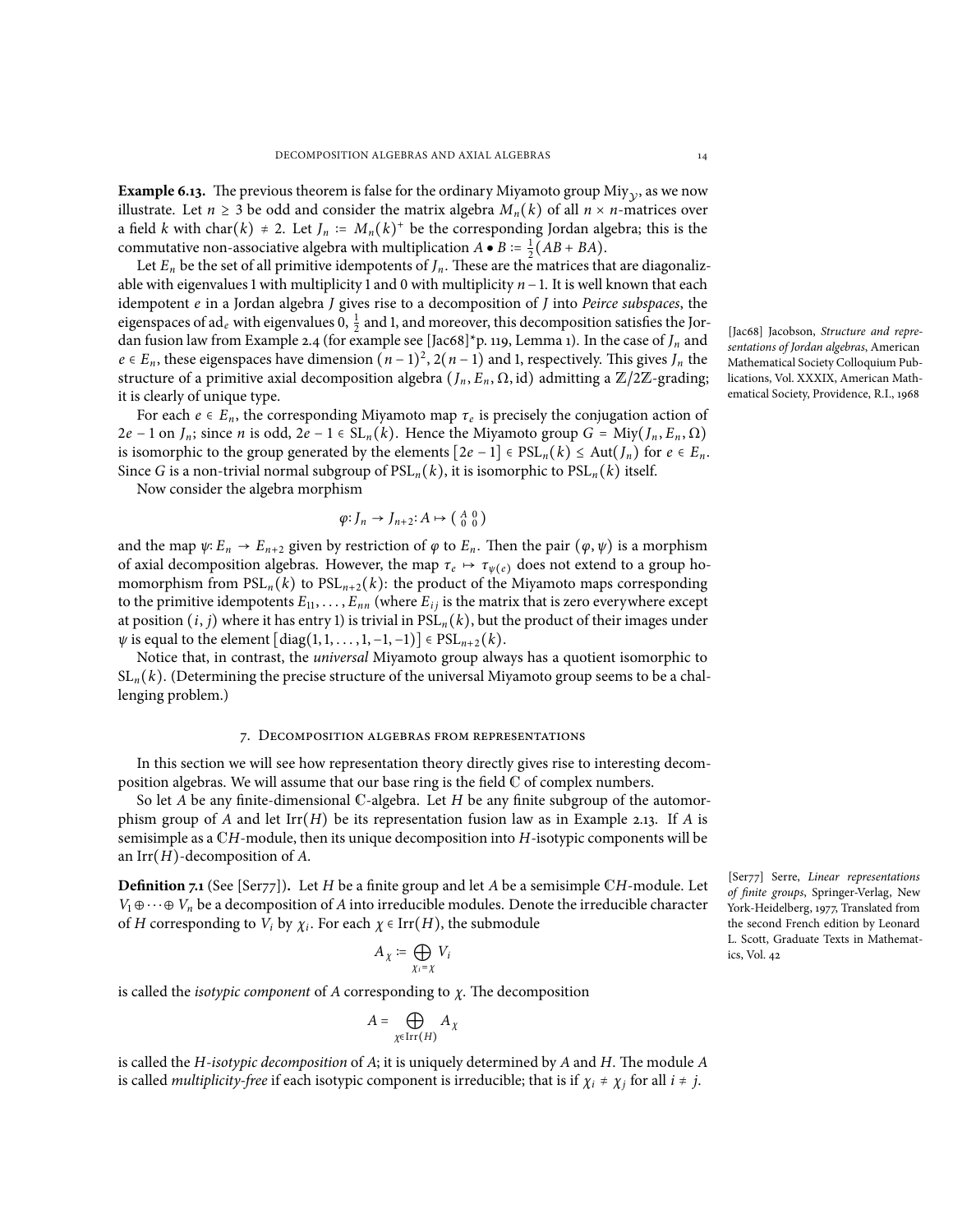**Example 6.13.** The previous theorem is false for the ordinary Miyamoto group $\mathrm{Miy}_{\mathcal{Y}}$, as we now illustrate. Let $n \geq 3$ be odd and consider the matrix algebra $M_n(k)$ of all $n \times n$-matrices over a field $k$ with $\mathrm{char}(k) \neq 2$. Let $J_n := M_n(k)^+$ be the corresponding Jordan algebra; this is the commutative non-associative algebra with multiplication $A \bullet B := \frac{1}{2}(AB + BA)$.

Let $E_n$ be the set of all primitive idempotents of $J_n$. These are the matrices that are diagonalizable with eigenvalues 1 with multiplicity 1 and 0 with multiplicity $n-1$. It is well known that each idempotent $e$ in a Jordan algebra $J$ gives rise to a decomposition of $J$ into *Peirce subspaces*, the eigenspaces of $\mathrm{ad}_e$ with eigenvalues 0, $\frac{1}{2}$ and 1, and moreover, this decomposition satisfies the Jordan fusion law from Example 2.4 (for example see [Jac68]*p. 119, Lemma 1). In the case of $J_n$ and $e \in E_n$, these eigenspaces have dimension $(n-1)^2$, $2(n-1)$ and 1, respectively. This gives $J_n$ the structure of a primitive axial decomposition algebra $(J_n, E_n, \Omega, \mathrm{id})$ admitting a $\mathbb{Z}/2\mathbb{Z}$-grading; it is clearly of unique type.

[Jac68] Jacobson, *Structure and representations of Jordan algebras*, American Mathematical Society Colloquium Publications, Vol. XXXIX, American Mathematical Society, Providence, R.I., 1968

For each $e \in E_n$, the corresponding Miyamoto map $\tau_e$ is precisely the conjugation action of $2e - 1$ on $J_n$; since $n$ is odd, $2e - 1 \in \mathrm{SL}_n(k)$. Hence the Miyamoto group $G = \mathrm{Miy}(J_n, E_n, \Omega)$ is isomorphic to the group generated by the elements $[2e-1] \in \mathrm{PSL}_n(k) \leq \mathrm{Aut}(J_n)$ for $e \in E_n$. Since $G$ is a non-trivial normal subgroup of $\mathrm{PSL}_n(k)$, it is isomorphic to $\mathrm{PSL}_n(k)$ itself.

Now consider the algebra morphism

$$\varphi \colon J_n \to J_{n+2} \colon A \mapsto \begin{pmatrix} A & 0 \\ 0 & 0 \end{pmatrix}$$

and the map $\psi \colon E_n \to E_{n+2}$ given by restriction of $\varphi$ to $E_n$. Then the pair $(\varphi, \psi)$ is a morphism of axial decomposition algebras. However, the map $\tau_e \mapsto \tau_{\psi(e)}$ does not extend to a group homomorphism from $\mathrm{PSL}_n(k)$ to $\mathrm{PSL}_{n+2}(k)$: the product of the Miyamoto maps corresponding to the primitive idempotents $E_{11}, \dots, E_{nn}$ (where $E_{ij}$ is the matrix that is zero everywhere except at position $(i,j)$ where it has entry 1) is trivial in $\mathrm{PSL}_n(k)$, but the product of their images under $\psi$ is equal to the element $[\mathrm{diag}(1, 1, \dots, 1, -1, -1)] \in \mathrm{PSL}_{n+2}(k)$.

Notice that, in contrast, the *universal* Miyamoto group always has a quotient isomorphic to $\mathrm{SL}_n(k)$. (Determining the precise structure of the universal Miyamoto group seems to be a challenging problem.)

## 7. Decomposition algebras from representations

In this section we will see how representation theory directly gives rise to interesting decomposition algebras. We will assume that our base ring is the field $\mathbb{C}$ of complex numbers.

So let $A$ be any finite-dimensional $\mathbb{C}$-algebra. Let $H$ be any finite subgroup of the automorphism group of $A$ and let $\mathrm{Irr}(H)$ be its representation fusion law as in Example 2.13. If $A$ is semisimple as a $\mathbb{C}H$-module, then its unique decomposition into $H$-isotypic components will be an $\mathrm{Irr}(H)$-decomposition of $A$.

**Definition 7.1** (See [Ser77])**.** Let $H$ be a finite group and let $A$ be a semisimple $\mathbb{C}H$-module. Let $V_1 \oplus \dots \oplus V_n$ be a decomposition of $A$ into irreducible modules. Denote the irreducible character of $H$ corresponding to $V_i$ by $\chi_i$. For each $\chi \in \mathrm{Irr}(H)$, the submodule

[Ser77] Serre, *Linear representations of finite groups*, Springer-Verlag, New York-Heidelberg, 1977, Translated from the second French edition by Leonard L. Scott, Graduate Texts in Mathematics, Vol. 42

$$A_\chi := \bigoplus_{\chi_i = \chi} V_i$$

is called the *isotypic component* of $A$ corresponding to $\chi$. The decomposition

$$A = \bigoplus_{\chi \in \mathrm{Irr}(H)} A_\chi$$

is called the *$H$-isotypic decomposition* of $A$; it is uniquely determined by $A$ and $H$. The module $A$ is called *multiplicity-free* if each isotypic component is irreducible; that is if $\chi_i \neq \chi_j$ for all $i \neq j$.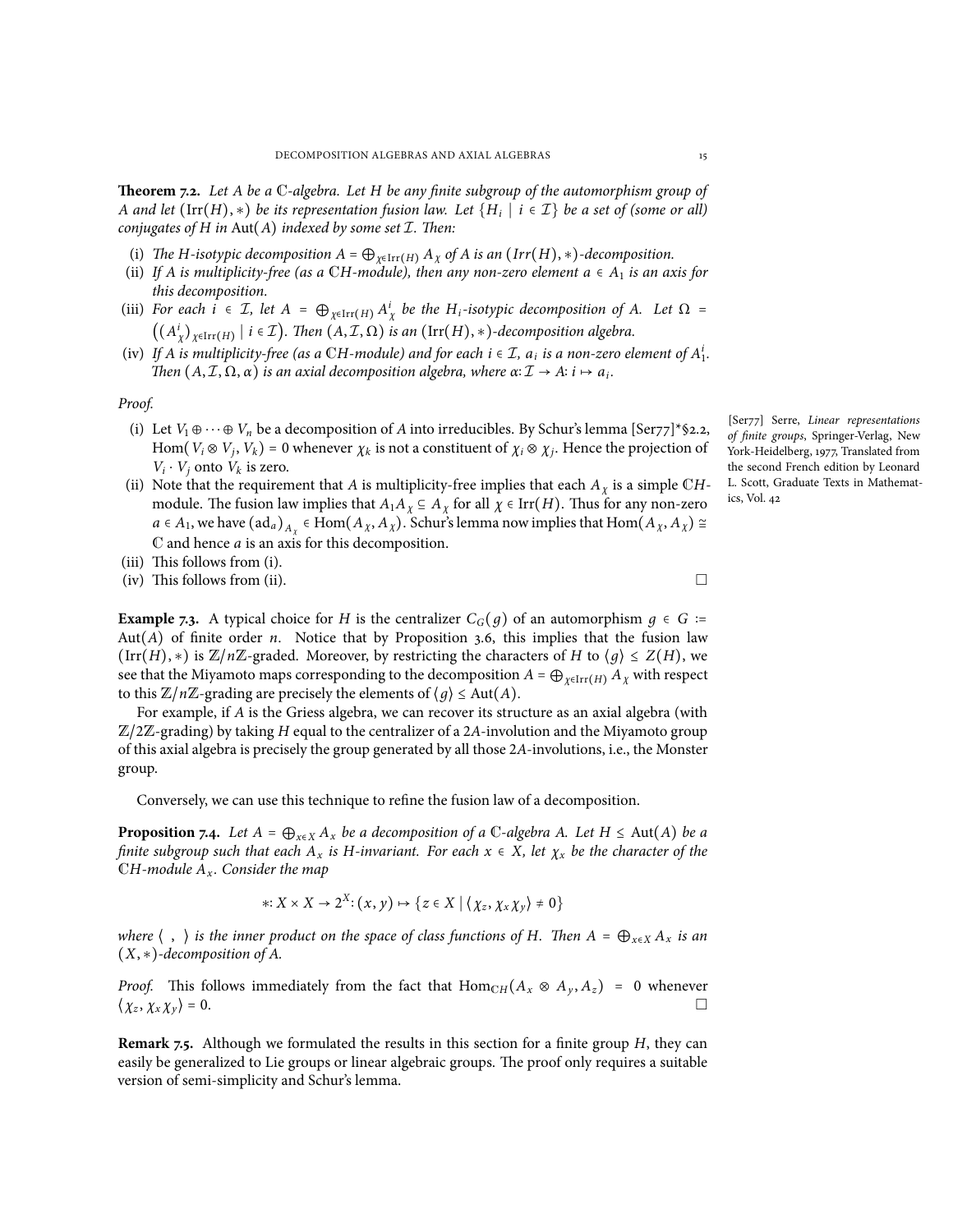**Theorem 7.2.** *Let $A$ be a $\mathbb{C}$-algebra. Let $H$ be any finite subgroup of the automorphism group of $A$ and let $(\mathrm{Irr}(H), *)$ be its representation fusion law. Let $\{H_i \mid i \in \mathcal{I}\}$ be a set of (some or all) conjugates of $H$ in $\mathrm{Aut}(A)$ indexed by some set $\mathcal{I}$. Then:*

(i) *The $H$-isotypic decomposition $A = \bigoplus_{\chi \in \mathrm{Irr}(H)} A_\chi$ of $A$ is an $(Irr(H), *)$-decomposition.*
(ii) *If $A$ is multiplicity-free (as a $\mathbb{C}H$-module), then any non-zero element $a \in A_1$ is an axis for this decomposition.*
(iii) *For each $i \in \mathcal{I}$, let $A = \bigoplus_{\chi \in \mathrm{Irr}(H)} A^i_\chi$ be the $H_i$-isotypic decomposition of $A$. Let $\Omega = \big((A^i_\chi)_{\chi \in \mathrm{Irr}(H)} \mid i \in \mathcal{I}\big)$. Then $(A, \mathcal{I}, \Omega)$ is an $(\mathrm{Irr}(H), *)$-decomposition algebra.*
(iv) *If $A$ is multiplicity-free (as a $\mathbb{C}H$-module) and for each $i \in \mathcal{I}$, $a_i$ is a non-zero element of $A^i_1$. Then $(A, \mathcal{I}, \Omega, \alpha)$ is an axial decomposition algebra, where $\alpha\colon \mathcal{I} \to A\colon i \mapsto a_i$.*

*Proof.*

(i) Let $V_1 \oplus \cdots \oplus V_n$ be a decomposition of $A$ into irreducibles. By Schur's lemma [Ser77]*§2.2, $\mathrm{Hom}(V_i \otimes V_j, V_k) = 0$ whenever $\chi_k$ is not a constituent of $\chi_i \otimes \chi_j$. Hence the projection of $V_i \cdot V_j$ onto $V_k$ is zero.
(ii) Note that the requirement that $A$ is multiplicity-free implies that each $A_\chi$ is a simple $\mathbb{C}H$-module. The fusion law implies that $A_1 A_\chi \subseteq A_\chi$ for all $\chi \in \mathrm{Irr}(H)$. Thus for any non-zero $a \in A_1$, we have $(\mathrm{ad}_a)_{A_\chi} \in \mathrm{Hom}(A_\chi, A_\chi)$. Schur's lemma now implies that $\mathrm{Hom}(A_\chi, A_\chi) \cong \mathbb{C}$ and hence $a$ is an axis for this decomposition.
(iii) This follows from (i).
(iv) This follows from (ii). □

[Ser77] Serre, *Linear representations of finite groups*, Springer-Verlag, New York-Heidelberg, 1977, Translated from the second French edition by Leonard L. Scott, Graduate Texts in Mathematics, Vol. 42

**Example 7.3.** A typical choice for $H$ is the centralizer $C_G(g)$ of an automorphism $g \in G := \mathrm{Aut}(A)$ of finite order $n$. Notice that by Proposition 3.6, this implies that the fusion law $(\mathrm{Irr}(H), *)$ is $\mathbb{Z}/n\mathbb{Z}$-graded. Moreover, by restricting the characters of $H$ to $\langle g \rangle \leq Z(H)$, we see that the Miyamoto maps corresponding to the decomposition $A = \bigoplus_{\chi \in \mathrm{Irr}(H)} A_\chi$ with respect to this $\mathbb{Z}/n\mathbb{Z}$-grading are precisely the elements of $\langle g \rangle \leq \mathrm{Aut}(A)$.

For example, if $A$ is the Griess algebra, we can recover its structure as an axial algebra (with $\mathbb{Z}/2\mathbb{Z}$-grading) by taking $H$ equal to the centralizer of a $2A$-involution and the Miyamoto group of this axial algebra is precisely the group generated by all those $2A$-involutions, i.e., the Monster group.

Conversely, we can use this technique to refine the fusion law of a decomposition.

**Proposition 7.4.** *Let $A = \bigoplus_{x \in X} A_x$ be a decomposition of a $\mathbb{C}$-algebra $A$. Let $H \leq \mathrm{Aut}(A)$ be a finite subgroup such that each $A_x$ is $H$-invariant. For each $x \in X$, let $\chi_x$ be the character of the $\mathbb{C}H$-module $A_x$. Consider the map*

$$*\colon X \times X \to 2^X\colon (x, y) \mapsto \{z \in X \mid \langle \chi_z, \chi_x \chi_y \rangle \neq 0\}$$

*where $\langle\ ,\ \rangle$ is the inner product on the space of class functions of $H$. Then $A = \bigoplus_{x \in X} A_x$ is an $(X, *)$-decomposition of $A$.*

*Proof.* This follows immediately from the fact that $\mathrm{Hom}_{\mathbb{C}H}(A_x \otimes A_y, A_z) = 0$ whenever $\langle \chi_z, \chi_x \chi_y \rangle = 0$. □

**Remark 7.5.** Although we formulated the results in this section for a finite group $H$, they can easily be generalized to Lie groups or linear algebraic groups. The proof only requires a suitable version of semi-simplicity and Schur's lemma.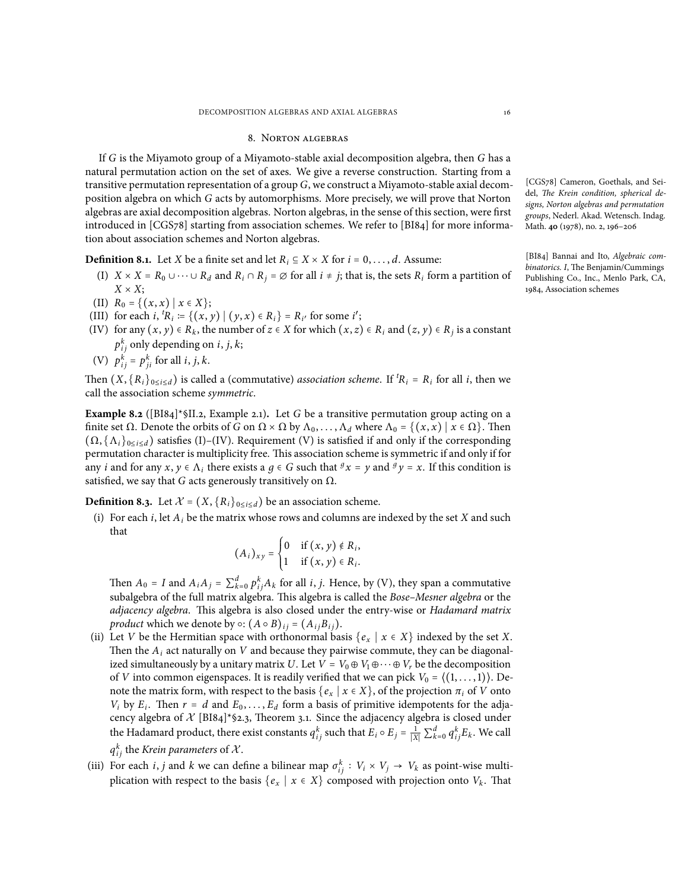## 8. Norton algebras

If $G$ is the Miyamoto group of a Miyamoto-stable axial decomposition algebra, then $G$ has a natural permutation action on the set of axes. We give a reverse construction. Starting from a transitive permutation representation of a group $G$, we construct a Miyamoto-stable axial decomposition algebra on which $G$ acts by automorphisms. More precisely, we will prove that Norton algebras are axial decomposition algebras. Norton algebras, in the sense of this section, were first introduced in [CGS78] starting from association schemes. We refer to [BI84] for more information about association schemes and Norton algebras.

[CGS78] Cameron, Goethals, and Seidel, *The Krein condition, spherical designs, Norton algebras and permutation groups*, Nederl. Akad. Wetensch. Indag. Math. **40** (1978), no. 2, 196–206

[BI84] Bannai and Ito, *Algebraic combinatorics. I*, The Benjamin/Cummings Publishing Co., Inc., Menlo Park, CA, 1984, Association schemes

**Definition 8.1.** Let $X$ be a finite set and let $R_i \subseteq X \times X$ for $i = 0, \ldots, d$. Assume:

(I) $X \times X = R_0 \cup \cdots \cup R_d$ and $R_i \cap R_j = \varnothing$ for all $i \neq j$; that is, the sets $R_i$ form a partition of $X \times X$;

(II) $R_0 = \{(x, x) \mid x \in X\}$;

(III) for each $i$, ${}^tR_i := \{(x, y) \mid (y, x) \in R_i\} = R_{i'}$ for some $i'$;

(IV) for any $(x, y) \in R_k$, the number of $z \in X$ for which $(x, z) \in R_i$ and $(z, y) \in R_j$ is a constant $p_{ij}^k$ only depending on $i, j, k$;

(V) $p_{ij}^k = p_{ji}^k$ for all $i, j, k$.

Then $(X, \{R_i\}_{0 \leq i \leq d})$ is called a (commutative) *association scheme*. If ${}^tR_i = R_i$ for all $i$, then we call the association scheme *symmetric*.

**Example 8.2** ([BI84]\*§II.2, Example 2.1)**.** Let $G$ be a transitive permutation group acting on a finite set $\Omega$. Denote the orbits of $G$ on $\Omega \times \Omega$ by $\Lambda_0, \ldots, \Lambda_d$ where $\Lambda_0 = \{(x, x) \mid x \in \Omega\}$. Then $(\Omega, \{\Lambda_i\}_{0 \leq i \leq d})$ satisfies (I)–(IV). Requirement (V) is satisfied if and only if the corresponding permutation character is multiplicity free. This association scheme is symmetric if and only if for any $i$ and for any $x, y \in \Lambda_i$ there exists a $g \in G$ such that ${}^g x = y$ and ${}^g y = x$. If this condition is satisfied, we say that $G$ acts generously transitively on $\Omega$.

**Definition 8.3.** Let $\mathcal{X} = (X, \{R_i\}_{0 \leq i \leq d})$ be an association scheme.

(i) For each $i$, let $A_i$ be the matrix whose rows and columns are indexed by the set $X$ and such that

$$(A_i)_{xy} = \begin{cases} 0 & \text{if } (x, y) \notin R_i, \\ 1 & \text{if } (x, y) \in R_i. \end{cases}$$

Then $A_0 = I$ and $A_i A_j = \sum_{k=0}^{d} p_{ij}^k A_k$ for all $i, j$. Hence, by (V), they span a commutative subalgebra of the full matrix algebra. This algebra is called the *Bose–Mesner algebra* or the *adjacency algebra*. This algebra is also closed under the entry-wise or *Hadamard matrix product* which we denote by $\circ$: $(A \circ B)_{ij} = (A_{ij} B_{ij})$.

(ii) Let $V$ be the Hermitian space with orthonormal basis $\{e_x \mid x \in X\}$ indexed by the set $X$. Then the $A_i$ act naturally on $V$ and because they pairwise commute, they can be diagonalized simultaneously by a unitary matrix $U$. Let $V = V_0 \oplus V_1 \oplus \cdots \oplus V_r$ be the decomposition of $V$ into common eigenspaces. It is readily verified that we can pick $V_0 = \langle (1, \ldots, 1) \rangle$. Denote the matrix form, with respect to the basis $\{e_x \mid x \in X\}$, of the projection $\pi_i$ of $V$ onto $V_i$ by $E_i$. Then $r = d$ and $E_0, \ldots, E_d$ form a basis of primitive idempotents for the adjacency algebra of $\mathcal{X}$ [BI84]\*§2.3, Theorem 3.1. Since the adjacency algebra is closed under the Hadamard product, there exist constants $q_{ij}^k$ such that $E_i \circ E_j = \frac{1}{|X|} \sum_{k=0}^{d} q_{ij}^k E_k$. We call $q_{ij}^k$ the *Krein parameters* of $\mathcal{X}$.

(iii) For each $i$, $j$ and $k$ we can define a bilinear map $\sigma_{ij}^k : V_i \times V_j \to V_k$ as point-wise multiplication with respect to the basis $\{e_x \mid x \in X\}$ composed with projection onto $V_k$. That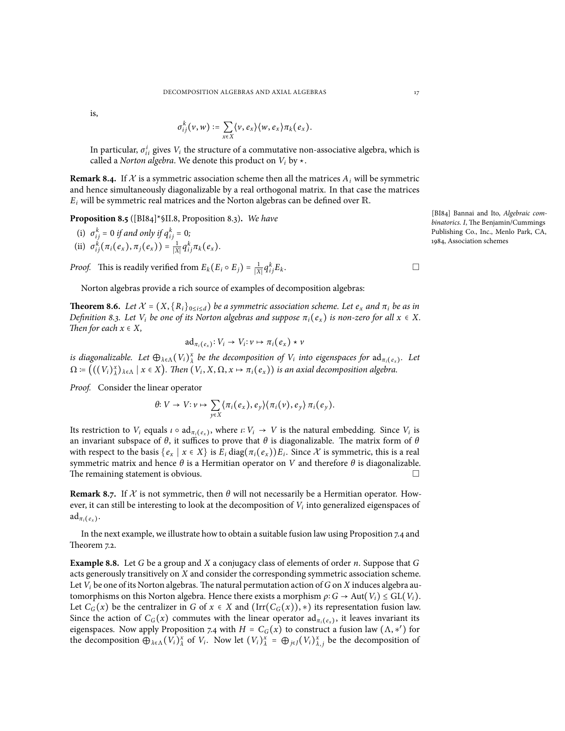is,

$$\sigma_{ij}^k(v, w) := \sum_{x \in X} \langle v, e_x \rangle \langle w, e_x \rangle \pi_k(e_x).$$

In particular, $\sigma_{ii}^i$ gives $V_i$ the structure of a commutative non-associative algebra, which is called a *Norton algebra*. We denote this product on $V_i$ by $\star$.

**Remark 8.4.** If $\mathcal{X}$ is a symmetric association scheme then all the matrices $A_i$ will be symmetric and hence simultaneously diagonalizable by a real orthogonal matrix. In that case the matrices $E_i$ will be symmetric real matrices and the Norton algebras can be defined over $\mathbb{R}$.

**Proposition 8.5** ([BI84]*§II.8, Proposition 8.3)**.** *We have*

(i) $\sigma_{ij}^k = 0$ *if and only if* $q_{ij}^k = 0$*;*
(ii) $\sigma_{ij}^k(\pi_i(e_x), \pi_j(e_x)) = \frac{1}{|X|} q_{ij}^k \pi_k(e_x)$*.*

[BI84] Bannai and Ito, *Algebraic combinatorics. I*, The Benjamin/Cummings Publishing Co., Inc., Menlo Park, CA, 1984, Association schemes

*Proof.* This is readily verified from $E_k(E_i \circ E_j) = \frac{1}{|X|} q_{ij}^k E_k$. □

Norton algebras provide a rich source of examples of decomposition algebras:

**Theorem 8.6.** *Let $\mathcal{X} = (X, \{R_i\}_{0 \le i \le d})$ be a symmetric association scheme. Let $e_x$ and $\pi_i$ be as in Definition 8.3. Let $V_i$ be one of its Norton algebras and suppose $\pi_i(e_x)$ is non-zero for all $x \in X$. Then for each $x \in X$,*

$$\mathrm{ad}_{\pi_i(e_x)} : V_i \to V_i : v \mapsto \pi_i(e_x) \star v$$

*is diagonalizable. Let $\bigoplus_{\lambda \in \Lambda} (V_i)_\lambda^x$ be the decomposition of $V_i$ into eigenspaces for $\mathrm{ad}_{\pi_i(e_x)}$. Let $\Omega := \big( ((V_i)_\lambda^x)_{\lambda \in \Lambda} \mid x \in X \big)$. Then $(V_i, X, \Omega, x \mapsto \pi_i(e_x))$ is an axial decomposition algebra.*

*Proof.* Consider the linear operator

$$\theta : V \to V : v \mapsto \sum_{y \in X} \langle \pi_i(e_x), e_y \rangle \langle \pi_i(v), e_y \rangle \, \pi_i(e_y).$$

Its restriction to $V_i$ equals $\iota \circ \mathrm{ad}_{\pi_i(e_x)}$, where $\iota : V_i \to V$ is the natural embedding. Since $V_i$ is an invariant subspace of $\theta$, it suffices to prove that $\theta$ is diagonalizable. The matrix form of $\theta$ with respect to the basis $\{e_x \mid x \in X\}$ is $E_i \operatorname{diag}(\pi_i(e_x)) E_i$. Since $\mathcal{X}$ is symmetric, this is a real symmetric matrix and hence $\theta$ is a Hermitian operator on $V$ and therefore $\theta$ is diagonalizable. The remaining statement is obvious. □

**Remark 8.7.** If $\mathcal{X}$ is not symmetric, then $\theta$ will not necessarily be a Hermitian operator. However, it can still be interesting to look at the decomposition of $V_i$ into generalized eigenspaces of $\mathrm{ad}_{\pi_i(e_x)}$.

In the next example, we illustrate how to obtain a suitable fusion law using Proposition 7.4 and Theorem 7.2.

**Example 8.8.** Let $G$ be a group and $X$ a conjugacy class of elements of order $n$. Suppose that $G$ acts generously transitively on $X$ and consider the corresponding symmetric association scheme. Let $V_i$ be one of its Norton algebras. The natural permutation action of $G$ on $X$ induces algebra automorphisms on this Norton algebra. Hence there exists a morphism $\rho : G \to \mathrm{Aut}(V_i) \le \mathrm{GL}(V_i)$. Let $C_G(x)$ be the centralizer in $G$ of $x \in X$ and $(\mathrm{Irr}(C_G(x)), *)$ its representation fusion law. Since the action of $C_G(x)$ commutes with the linear operator $\mathrm{ad}_{\pi_i(e_x)}$, it leaves invariant its eigenspaces. Now apply Proposition 7.4 with $H = C_G(x)$ to construct a fusion law $(\Lambda, *')$ for the decomposition $\bigoplus_{\lambda \in \Lambda} (V_i)_\lambda^x$ of $V_i$. Now let $(V_i)_\lambda^x = \bigoplus_{j \in J} (V_i)_{\lambda,j}^x$ be the decomposition of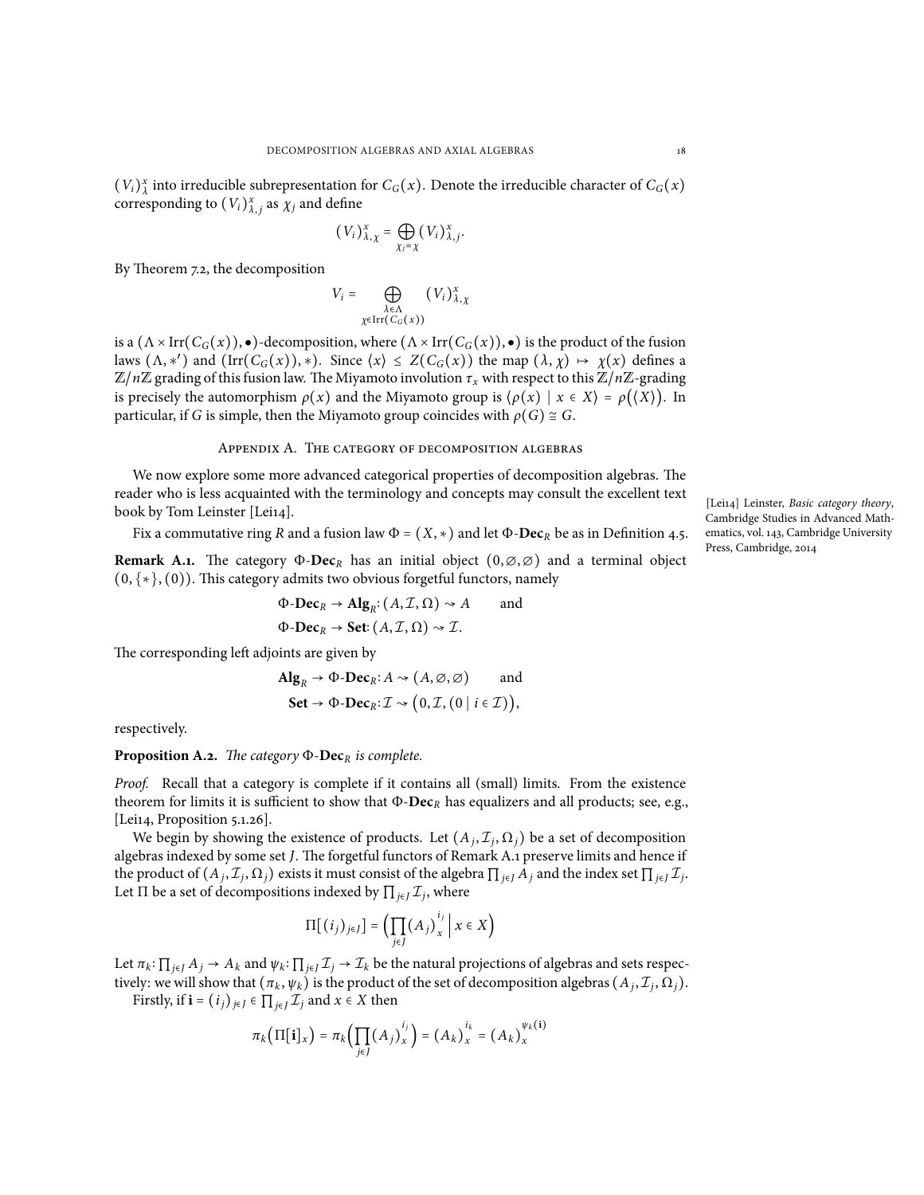$(V_i)^x_\lambda$ into irreducible subrepresentation for $C_G(x)$. Denote the irreducible character of $C_G(x)$ corresponding to $(V_i)^x_{\lambda,j}$ as $\chi_j$ and define

$$(V_i)^x_{\lambda,\chi} = \bigoplus_{\chi_j = \chi} (V_i)^x_{\lambda,j}.$$

By Theorem 7.2, the decomposition

$$V_i = \bigoplus_{\substack{\lambda\in\Lambda \\ \chi\in\operatorname{Irr}(C_G(x))}} (V_i)^x_{\lambda,\chi}$$

is a $(\Lambda\times\operatorname{Irr}(C_G(x)),\bullet)$-decomposition, where $(\Lambda\times\operatorname{Irr}(C_G(x)),\bullet)$ is the product of the fusion laws $(\Lambda,*')$ and $(\operatorname{Irr}(C_G(x)),*)$. Since $\langle x\rangle \leq Z(C_G(x))$ the map $(\lambda,\chi)\mapsto \chi(x)$ defines a $\mathbb{Z}/n\mathbb{Z}$ grading of this fusion law. The Miyamoto involution $\tau_x$ with respect to this $\mathbb{Z}/n\mathbb{Z}$-grading is precisely the automorphism $\rho(x)$ and the Miyamoto group is $\langle \rho(x) \mid x\in X\rangle = \rho(\langle X\rangle)$. In particular, if $G$ is simple, then the Miyamoto group coincides with $\rho(G)\cong G$.

## Appendix A. The category of decomposition algebras

We now explore some more advanced categorical properties of decomposition algebras. The reader who is less acquainted with the terminology and concepts may consult the excellent text book by Tom Leinster [Lei14].

[Lei14] Leinster, *Basic category theory*, Cambridge Studies in Advanced Mathematics, vol. 143, Cambridge University Press, Cambridge, 2014

Fix a commutative ring $R$ and a fusion law $\Phi = (X,*)$ and let $\Phi$-$\mathbf{Dec}_R$ be as in Definition 4.5.

**Remark A.1.** The category $\Phi$-$\mathbf{Dec}_R$ has an initial object $(0,\varnothing,\varnothing)$ and a terminal object $(0,\{*\},(0))$. This category admits two obvious forgetful functors, namely

$$\Phi\text{-}\mathbf{Dec}_R \to \mathbf{Alg}_R\colon (A,\mathcal{I},\Omega)\rightsquigarrow A \qquad\text{and}$$
$$\Phi\text{-}\mathbf{Dec}_R \to \mathbf{Set}\colon (A,\mathcal{I},\Omega)\rightsquigarrow \mathcal{I}.$$

The corresponding left adjoints are given by

$$\mathbf{Alg}_R \to \Phi\text{-}\mathbf{Dec}_R\colon A\rightsquigarrow (A,\varnothing,\varnothing) \qquad\text{and}$$
$$\mathbf{Set} \to \Phi\text{-}\mathbf{Dec}_R\colon \mathcal{I}\rightsquigarrow \big(0,\mathcal{I},(0\mid i\in\mathcal{I})\big),$$

respectively.

**Proposition A.2.** *The category $\Phi$-$\mathbf{Dec}_R$ is complete.*

*Proof.* Recall that a category is complete if it contains all (small) limits. From the existence theorem for limits it is sufficient to show that $\Phi$-$\mathbf{Dec}_R$ has equalizers and all products; see, e.g., [Lei14, Proposition 5.1.26].

We begin by showing the existence of products. Let $(A_j,\mathcal{I}_j,\Omega_j)$ be a set of decomposition algebras indexed by some set $J$. The forgetful functors of Remark A.1 preserve limits and hence if the product of $(A_j,\mathcal{I}_j,\Omega_j)$ exists it must consist of the algebra $\prod_{j\in J} A_j$ and the index set $\prod_{j\in J}\mathcal{I}_j$. Let $\Pi$ be a set of decompositions indexed by $\prod_{j\in J}\mathcal{I}_j$, where

$$\Pi[(i_j)_{j\in J}] = \Big(\prod_{j\in J} (A_j)^{i_j}_x \;\Big|\; x\in X\Big)$$

Let $\pi_k\colon \prod_{j\in J} A_j \to A_k$ and $\psi_k\colon \prod_{j\in J}\mathcal{I}_j\to\mathcal{I}_k$ be the natural projections of algebras and sets respectively: we will show that $(\pi_k,\psi_k)$ is the product of the set of decomposition algebras $(A_j,\mathcal{I}_j,\Omega_j)$.

Firstly, if $\mathbf{i} = (i_j)_{j\in J}\in\prod_{j\in J}\mathcal{I}_j$ and $x\in X$ then

$$\pi_k\big(\Pi[\mathbf{i}]_x\big) = \pi_k\Big(\prod_{j\in J}(A_j)^{i_j}_x\Big) = (A_k)^{i_k}_x = (A_k)^{\psi_k(\mathbf{i})}_x$$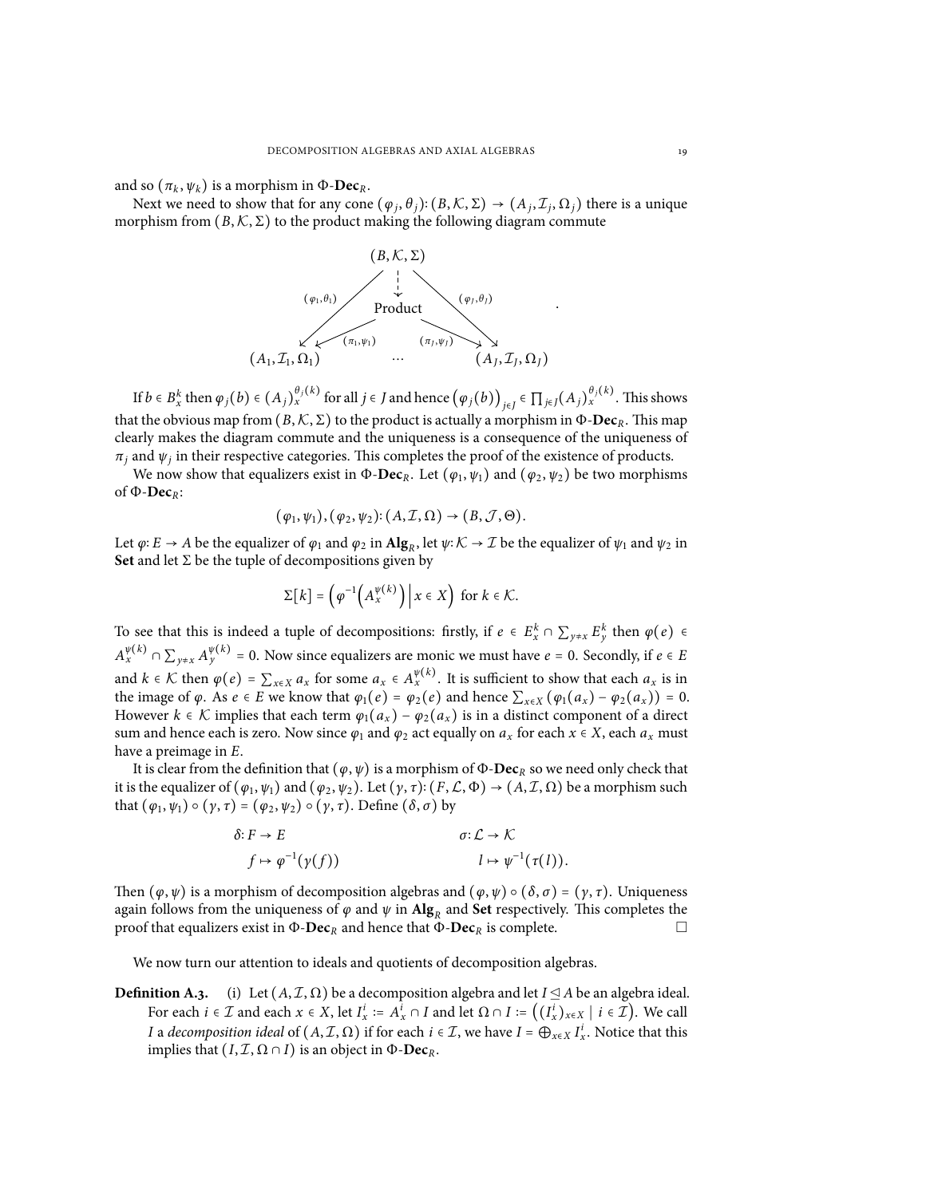and so $(\pi_k, \psi_k)$ is a morphism in $\Phi$-$\mathbf{Dec}_R$.

Next we need to show that for any cone $(\varphi_j, \theta_j): (B, \mathcal{K}, \Sigma) \to (A_j, \mathcal{I}_j, \Omega_j)$ there is a unique morphism from $(B, \mathcal{K}, \Sigma)$ to the product making the following diagram commute

$$
\begin{array}{ccccc}
 & & (B,\mathcal{K},\Sigma) & & \\
 & \swarrow^{(\varphi_1,\theta_1)} & \downarrow & \searrow^{(\varphi_J,\theta_J)} & \\
 & & \text{Product} & & \\
 & \swarrow_{(\pi_1,\psi_1)} & & \searrow_{(\pi_J,\psi_J)} & \\
(A_1, \mathcal{I}_1, \Omega_1) & & \cdots & & (A_J, \mathcal{I}_J, \Omega_J)
\end{array}
.
$$

If $b \in B_x^k$ then $\varphi_j(b) \in (A_j)_x^{\theta_j(k)}$ for all $j \in J$ and hence $\left(\varphi_j(b)\right)_{j\in J} \in \prod_{j\in J}(A_j)_x^{\theta_j(k)}$. This shows that the obvious map from $(B, \mathcal{K}, \Sigma)$ to the product is actually a morphism in $\Phi$-$\mathbf{Dec}_R$. This map clearly makes the diagram commute and the uniqueness is a consequence of the uniqueness of $\pi_j$ and $\psi_j$ in their respective categories. This completes the proof of the existence of products.

We now show that equalizers exist in $\Phi$-$\mathbf{Dec}_R$. Let $(\varphi_1, \psi_1)$ and $(\varphi_2, \psi_2)$ be two morphisms of $\Phi$-$\mathbf{Dec}_R$:

$$(\varphi_1, \psi_1), (\varphi_2, \psi_2): (A, \mathcal{I}, \Omega) \to (B, \mathcal{J}, \Theta).$$

Let $\varphi: E \to A$ be the equalizer of $\varphi_1$ and $\varphi_2$ in $\mathbf{Alg}_R$, let $\psi: \mathcal{K} \to \mathcal{I}$ be the equalizer of $\psi_1$ and $\psi_2$ in **Set** and let $\Sigma$ be the tuple of decompositions given by

$$\Sigma[k] = \left(\varphi^{-1}\left(A_x^{\psi(k)}\right) \,\middle|\, x \in X\right) \text{ for } k \in \mathcal{K}.$$

To see that this is indeed a tuple of decompositions: firstly, if $e \in E_x^k \cap \sum_{y\neq x} E_y^k$ then $\varphi(e) \in A_x^{\psi(k)} \cap \sum_{y\neq x} A_y^{\psi(k)} = 0$. Now since equalizers are monic we must have $e = 0$. Secondly, if $e \in E$ and $k \in \mathcal{K}$ then $\varphi(e) = \sum_{x\in X} a_x$ for some $a_x \in A_x^{\psi(k)}$. It is sufficient to show that each $a_x$ is in the image of $\varphi$. As $e \in E$ we know that $\varphi_1(e) = \varphi_2(e)$ and hence $\sum_{x\in X}(\varphi_1(a_x) - \varphi_2(a_x)) = 0$. However $k \in \mathcal{K}$ implies that each term $\varphi_1(a_x) - \varphi_2(a_x)$ is in a distinct component of a direct sum and hence each is zero. Now since $\varphi_1$ and $\varphi_2$ act equally on $a_x$ for each $x \in X$, each $a_x$ must have a preimage in $E$.

It is clear from the definition that $(\varphi, \psi)$ is a morphism of $\Phi$-$\mathbf{Dec}_R$ so we need only check that it is the equalizer of $(\varphi_1, \psi_1)$ and $(\varphi_2, \psi_2)$. Let $(\gamma, \tau): (F, \mathcal{L}, \Phi) \to (A, \mathcal{I}, \Omega)$ be a morphism such that $(\varphi_1, \psi_1) \circ (\gamma, \tau) = (\varphi_2, \psi_2) \circ (\gamma, \tau)$. Define $(\delta, \sigma)$ by

$$
\begin{aligned}
\delta: F &\to E & \sigma: \mathcal{L} &\to \mathcal{K} \\
f &\mapsto \varphi^{-1}(\gamma(f)) & l &\mapsto \psi^{-1}(\tau(l)).
\end{aligned}
$$

Then $(\varphi, \psi)$ is a morphism of decomposition algebras and $(\varphi, \psi) \circ (\delta, \sigma) = (\gamma, \tau)$. Uniqueness again follows from the uniqueness of $\varphi$ and $\psi$ in $\mathbf{Alg}_R$ and **Set** respectively. This completes the proof that equalizers exist in $\Phi$-$\mathbf{Dec}_R$ and hence that $\Phi$-$\mathbf{Dec}_R$ is complete. $\square$

We now turn our attention to ideals and quotients of decomposition algebras.

**Definition A.3.** (i) Let $(A, \mathcal{I}, \Omega)$ be a decomposition algebra and let $I \trianglelefteq A$ be an algebra ideal. For each $i \in \mathcal{I}$ and each $x \in X$, let $I_x^i := A_x^i \cap I$ and let $\Omega \cap I := \left((I_x^i)_{x\in X} \mid i \in \mathcal{I}\right)$. We call $I$ a *decomposition ideal* of $(A, \mathcal{I}, \Omega)$ if for each $i \in \mathcal{I}$, we have $I = \bigoplus_{x\in X} I_x^i$. Notice that this implies that $(I, \mathcal{I}, \Omega \cap I)$ is an object in $\Phi$-$\mathbf{Dec}_R$.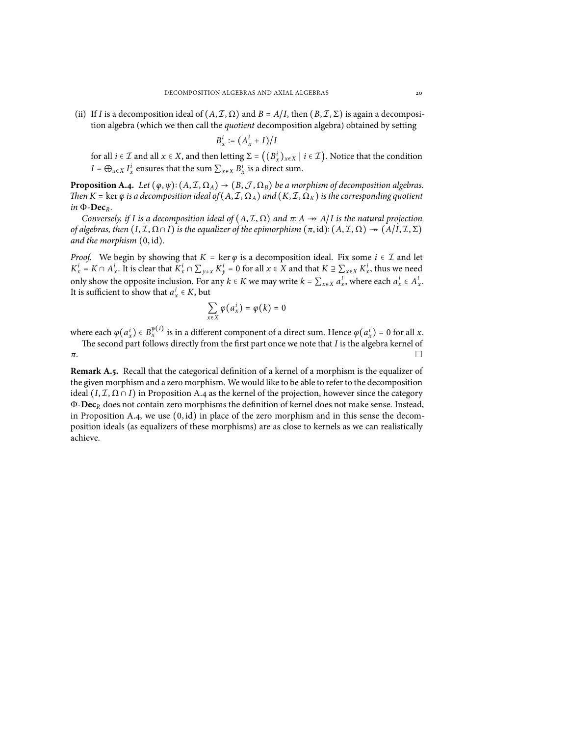(ii) If $I$ is a decomposition ideal of $(A, \mathcal{I}, \Omega)$ and $B = A/I$, then $(B, \mathcal{I}, \Sigma)$ is again a decomposition algebra (which we then call the *quotient* decomposition algebra) obtained by setting

$$B_x^i := (A_x^i + I)/I$$

for all $i \in \mathcal{I}$ and all $x \in X$, and then letting $\Sigma = \big((B_x^i)_{x \in X} \mid i \in \mathcal{I}\big)$. Notice that the condition $I = \bigoplus_{x \in X} I_x^i$ ensures that the sum $\sum_{x \in X} B_x^i$ is a direct sum.

**Proposition A.4.** *Let $(\varphi, \psi)\colon (A, \mathcal{I}, \Omega_A) \to (B, \mathcal{J}, \Omega_B)$ be a morphism of decomposition algebras. Then $K = \ker \varphi$ is a decomposition ideal of $(A, \mathcal{I}, \Omega_A)$ and $(K, \mathcal{I}, \Omega_K)$ is the corresponding quotient in $\Phi$-$\mathbf{Dec}_R$.*

*Conversely, if $I$ is a decomposition ideal of $(A, \mathcal{I}, \Omega)$ and $\pi\colon A \twoheadrightarrow A/I$ is the natural projection of algebras, then $(I, \mathcal{I}, \Omega \cap I)$ is the equalizer of the epimorphism $(\pi, \mathrm{id})\colon (A, \mathcal{I}, \Omega) \twoheadrightarrow (A/I, \mathcal{I}, \Sigma)$ and the morphism $(0, \mathrm{id})$.*

*Proof.* We begin by showing that $K = \ker \varphi$ is a decomposition ideal. Fix some $i \in \mathcal{I}$ and let $K_x^i = K \cap A_x^i$. It is clear that $K_x^i \cap \sum_{y \neq x} K_y^i = 0$ for all $x \in X$ and that $K \supseteq \sum_{x \in X} K_x^i$, thus we need only show the opposite inclusion. For any $k \in K$ we may write $k = \sum_{x \in X} a_x^i$, where each $a_x^i \in A_x^i$. It is sufficient to show that $a_x^i \in K$, but

$$\sum_{x \in X} \varphi(a_x^i) = \varphi(k) = 0$$

where each $\varphi(a_x^i) \in B_x^{\psi(i)}$ is in a different component of a direct sum. Hence $\varphi(a_x^i) = 0$ for all $x$.

The second part follows directly from the first part once we note that $I$ is the algebra kernel of $\pi$. $\square$

**Remark A.5.** Recall that the categorical definition of a kernel of a morphism is the equalizer of the given morphism and a zero morphism. We would like to be able to refer to the decomposition ideal $(I, \mathcal{I}, \Omega \cap I)$ in Proposition A.4 as the kernel of the projection, however since the category $\Phi$-$\mathbf{Dec}_R$ does not contain zero morphisms the definition of kernel does not make sense. Instead, in Proposition A.4, we use $(0, \mathrm{id})$ in place of the zero morphism and in this sense the decomposition ideals (as equalizers of these morphisms) are as close to kernels as we can realistically achieve.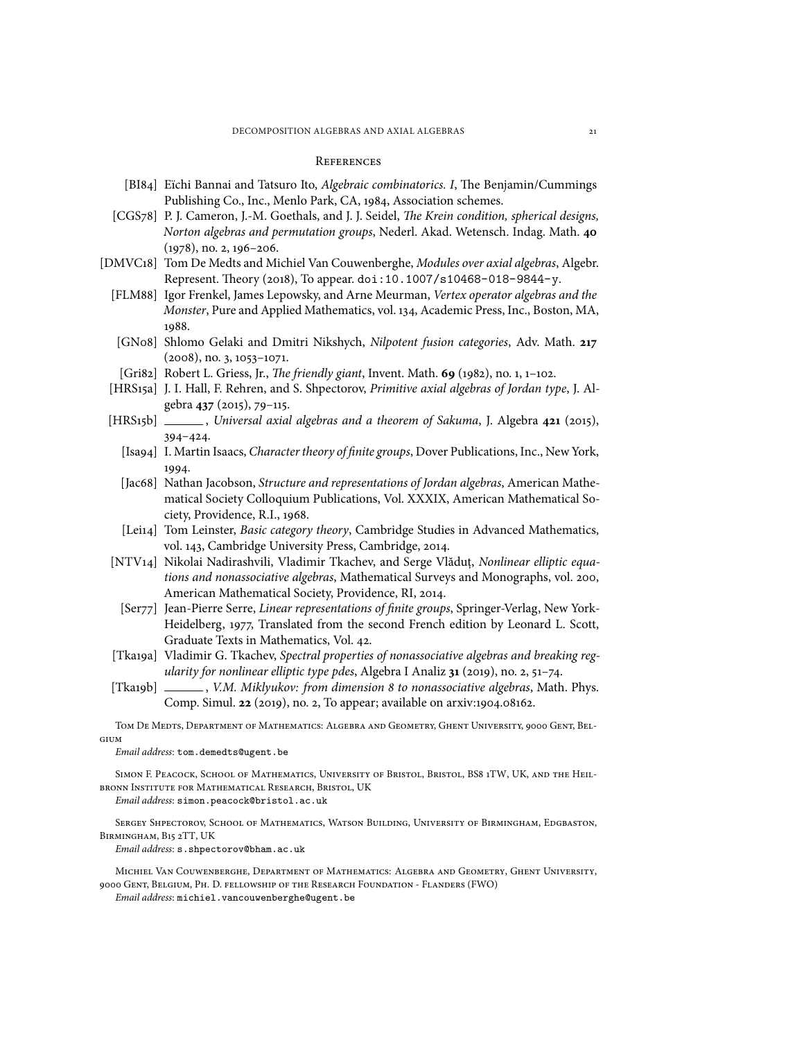## References

- [BI84] Eiichi Bannai and Tatsuro Ito, *Algebraic combinatorics. I*, The Benjamin/Cummings Publishing Co., Inc., Menlo Park, CA, 1984, Association schemes.
- [CGS78] P. J. Cameron, J.-M. Goethals, and J. J. Seidel, *The Krein condition, spherical designs, Norton algebras and permutation groups*, Nederl. Akad. Wetensch. Indag. Math. **40** (1978), no. 2, 196–206.
- [DMVC18] Tom De Medts and Michiel Van Couwenberghe, *Modules over axial algebras*, Algebr. Represent. Theory (2018), To appear. `doi:10.1007/s10468-018-9844-y`.
- [FLM88] Igor Frenkel, James Lepowsky, and Arne Meurman, *Vertex operator algebras and the Monster*, Pure and Applied Mathematics, vol. 134, Academic Press, Inc., Boston, MA, 1988.
- [GN08] Shlomo Gelaki and Dmitri Nikshych, *Nilpotent fusion categories*, Adv. Math. **217** (2008), no. 3, 1053–1071.
- [Gri82] Robert L. Griess, Jr., *The friendly giant*, Invent. Math. **69** (1982), no. 1, 1–102.
- [HRS15a] J. I. Hall, F. Rehren, and S. Shpectorov, *Primitive axial algebras of Jordan type*, J. Algebra **437** (2015), 79–115.
- [HRS15b] ______, *Universal axial algebras and a theorem of Sakuma*, J. Algebra **421** (2015), 394–424.
- [Isa94] I. Martin Isaacs, *Character theory of finite groups*, Dover Publications, Inc., New York, 1994.
- [Jac68] Nathan Jacobson, *Structure and representations of Jordan algebras*, American Mathematical Society Colloquium Publications, Vol. XXXIX, American Mathematical Society, Providence, R.I., 1968.
- [Lei14] Tom Leinster, *Basic category theory*, Cambridge Studies in Advanced Mathematics, vol. 143, Cambridge University Press, Cambridge, 2014.
- [NTV14] Nikolai Nadirashvili, Vladimir Tkachev, and Serge Vlăduţ, *Nonlinear elliptic equations and nonassociative algebras*, Mathematical Surveys and Monographs, vol. 200, American Mathematical Society, Providence, RI, 2014.
- [Ser77] Jean-Pierre Serre, *Linear representations of finite groups*, Springer-Verlag, New York-Heidelberg, 1977, Translated from the second French edition by Leonard L. Scott, Graduate Texts in Mathematics, Vol. 42.
- [Tka19a] Vladimir G. Tkachev, *Spectral properties of nonassociative algebras and breaking regularity for nonlinear elliptic type pdes*, Algebra I Analiz **31** (2019), no. 2, 51–74.
- [Tka19b] ______, *V.M. Miklyukov: from dimension 8 to nonassociative algebras*, Math. Phys. Comp. Simul. **22** (2019), no. 2, To appear; available on arxiv:1904.08162.

Tom De Medts, Department of Mathematics: Algebra and Geometry, Ghent University, 9000 Gent, Belgium

*Email address*: `tom.demedts@ugent.be`

Simon F. Peacock, School of Mathematics, University of Bristol, Bristol, BS8 1TW, UK, and the Heilbronn Institute for Mathematical Research, Bristol, UK

*Email address*: `simon.peacock@bristol.ac.uk`

Sergey Shpectorov, School of Mathematics, Watson Building, University of Birmingham, Edgbaston, Birmingham, B15 2TT, UK

*Email address*: `s.shpectorov@bham.ac.uk`

Michiel Van Couwenberghe, Department of Mathematics: Algebra and Geometry, Ghent University, 9000 Gent, Belgium, Ph. D. fellowship of the Research Foundation - Flanders (FWO)

*Email address*: `michiel.vancouwenberghe@ugent.be`